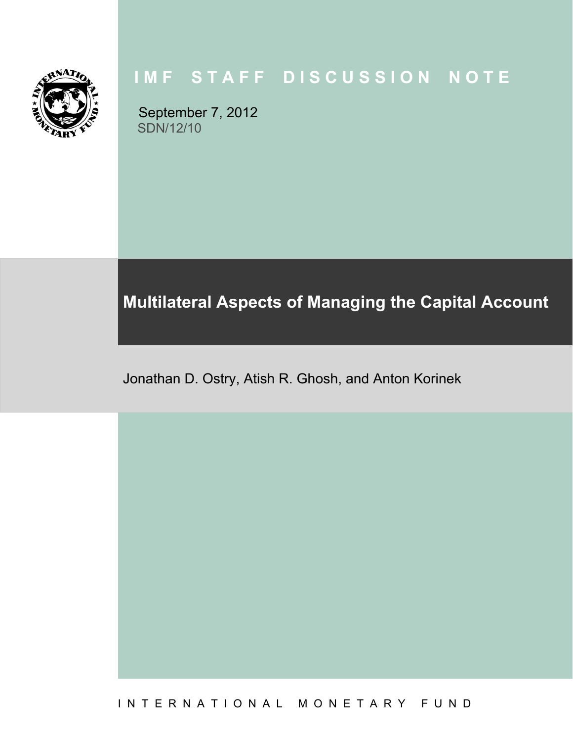# IMF STAFF DISCUSSION NOTE

September 7, 2012
SDN/12/10

## Multilateral Aspects of Managing the Capital Account

Jonathan D. Ostry, Atish R. Ghosh, and Anton Korinek

INTERNATIONAL MONETARY FUND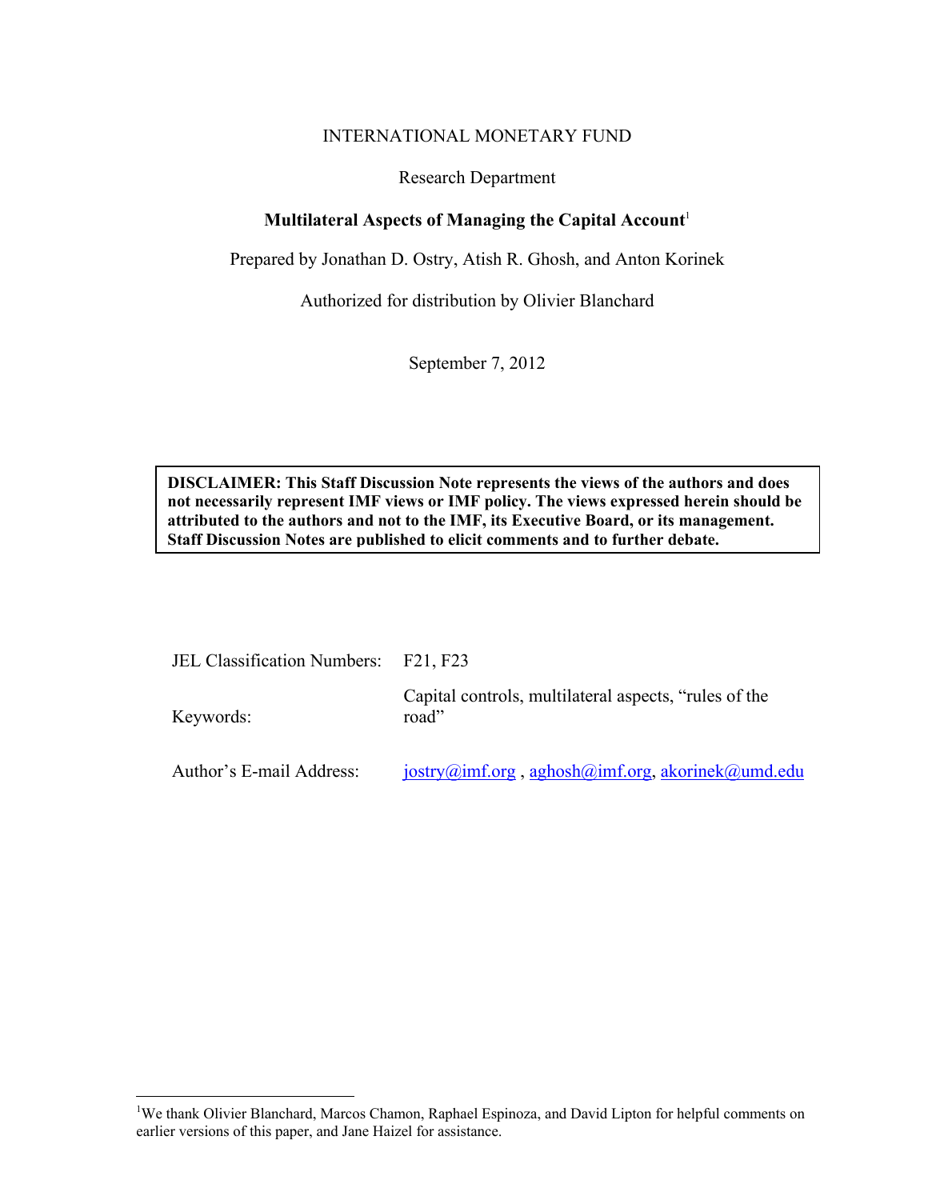INTERNATIONAL MONETARY FUND

Research Department

**Multilateral Aspects of Managing the Capital Account**[1]

Prepared by Jonathan D. Ostry, Atish R. Ghosh, and Anton Korinek

Authorized for distribution by Olivier Blanchard

September 7, 2012

**DISCLAIMER: This Staff Discussion Note represents the views of the authors and does not necessarily represent IMF views or IMF policy. The views expressed herein should be attributed to the authors and not to the IMF, its Executive Board, or its management. Staff Discussion Notes are published to elicit comments and to further debate.**

| | |
|---|---|
| JEL Classification Numbers: | F21, F23 |
| Keywords: | Capital controls, multilateral aspects, "rules of the road" |
| Author's E-mail Address: | jostry@imf.org , aghosh@imf.org, akorinek@umd.edu |

[1]We thank Olivier Blanchard, Marcos Chamon, Raphael Espinoza, and David Lipton for helpful comments on earlier versions of this paper, and Jane Haizel for assistance.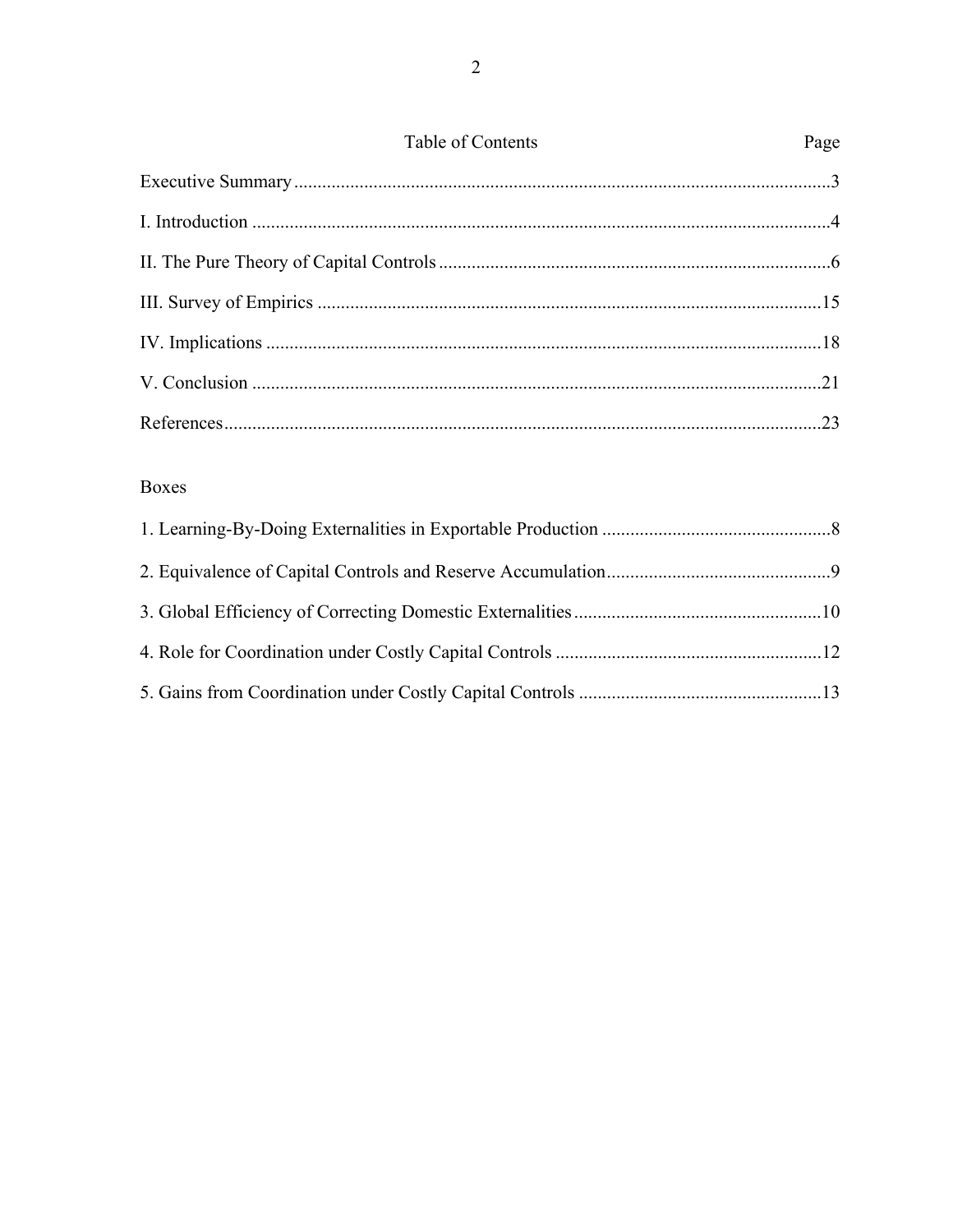# Table of Contents

| | Page |
|---|---|
| Executive Summary | 3 |
| I. Introduction | 4 |
| II. The Pure Theory of Capital Controls | 6 |
| III. Survey of Empirics | 15 |
| IV. Implications | 18 |
| V. Conclusion | 21 |
| References | 23 |

Boxes

| | |
|---|---|
| 1. Learning-By-Doing Externalities in Exportable Production | 8 |
| 2. Equivalence of Capital Controls and Reserve Accumulation | 9 |
| 3. Global Efficiency of Correcting Domestic Externalities | 10 |
| 4. Role for Coordination under Costly Capital Controls | 12 |
| 5. Gains from Coordination under Costly Capital Controls | 13 |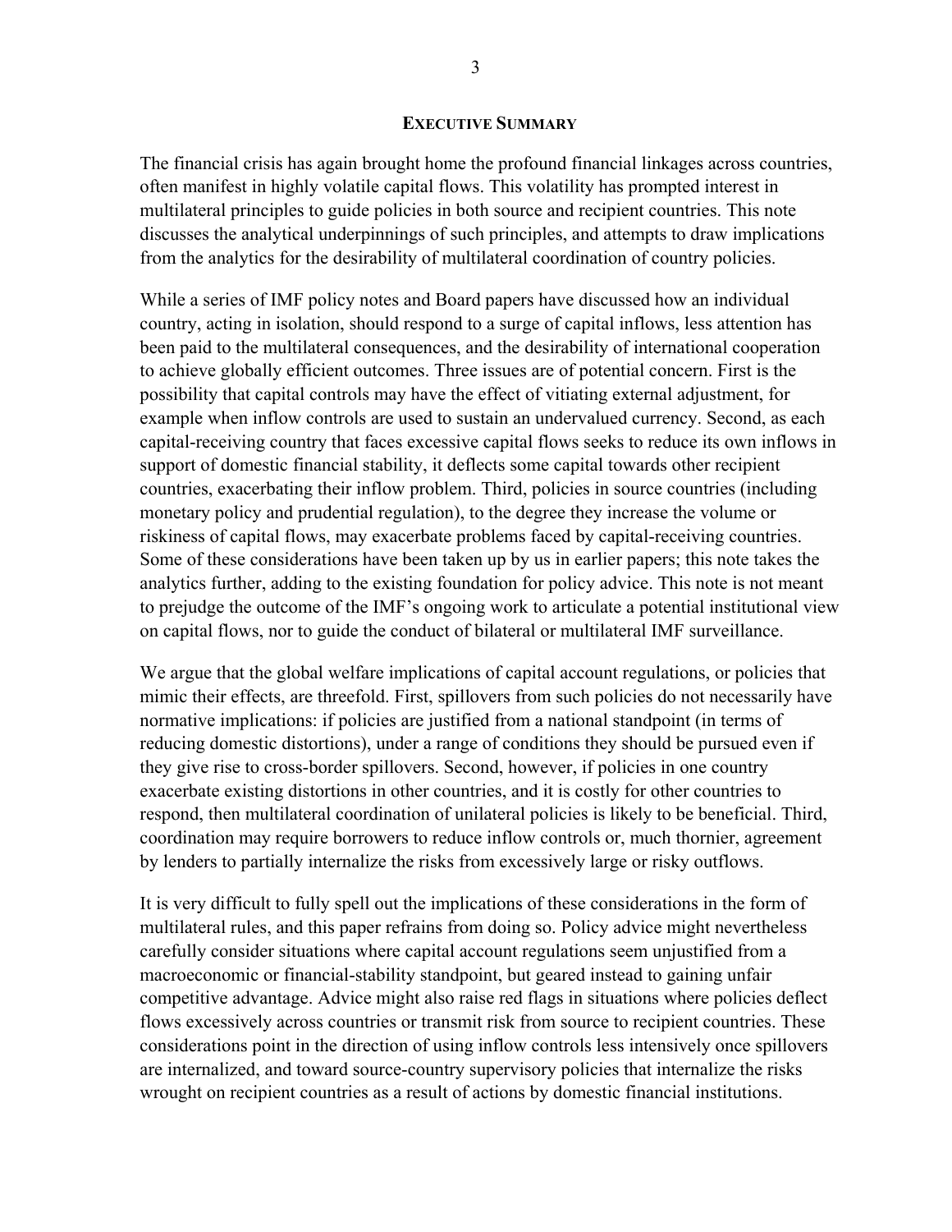## Executive Summary

The financial crisis has again brought home the profound financial linkages across countries, often manifest in highly volatile capital flows. This volatility has prompted interest in multilateral principles to guide policies in both source and recipient countries. This note discusses the analytical underpinnings of such principles, and attempts to draw implications from the analytics for the desirability of multilateral coordination of country policies.

While a series of IMF policy notes and Board papers have discussed how an individual country, acting in isolation, should respond to a surge of capital inflows, less attention has been paid to the multilateral consequences, and the desirability of international cooperation to achieve globally efficient outcomes. Three issues are of potential concern. First is the possibility that capital controls may have the effect of vitiating external adjustment, for example when inflow controls are used to sustain an undervalued currency. Second, as each capital-receiving country that faces excessive capital flows seeks to reduce its own inflows in support of domestic financial stability, it deflects some capital towards other recipient countries, exacerbating their inflow problem. Third, policies in source countries (including monetary policy and prudential regulation), to the degree they increase the volume or riskiness of capital flows, may exacerbate problems faced by capital-receiving countries. Some of these considerations have been taken up by us in earlier papers; this note takes the analytics further, adding to the existing foundation for policy advice. This note is not meant to prejudge the outcome of the IMF's ongoing work to articulate a potential institutional view on capital flows, nor to guide the conduct of bilateral or multilateral IMF surveillance.

We argue that the global welfare implications of capital account regulations, or policies that mimic their effects, are threefold. First, spillovers from such policies do not necessarily have normative implications: if policies are justified from a national standpoint (in terms of reducing domestic distortions), under a range of conditions they should be pursued even if they give rise to cross-border spillovers. Second, however, if policies in one country exacerbate existing distortions in other countries, and it is costly for other countries to respond, then multilateral coordination of unilateral policies is likely to be beneficial. Third, coordination may require borrowers to reduce inflow controls or, much thornier, agreement by lenders to partially internalize the risks from excessively large or risky outflows.

It is very difficult to fully spell out the implications of these considerations in the form of multilateral rules, and this paper refrains from doing so. Policy advice might nevertheless carefully consider situations where capital account regulations seem unjustified from a macroeconomic or financial-stability standpoint, but geared instead to gaining unfair competitive advantage. Advice might also raise red flags in situations where policies deflect flows excessively across countries or transmit risk from source to recipient countries. These considerations point in the direction of using inflow controls less intensively once spillovers are internalized, and toward source-country supervisory policies that internalize the risks wrought on recipient countries as a result of actions by domestic financial institutions.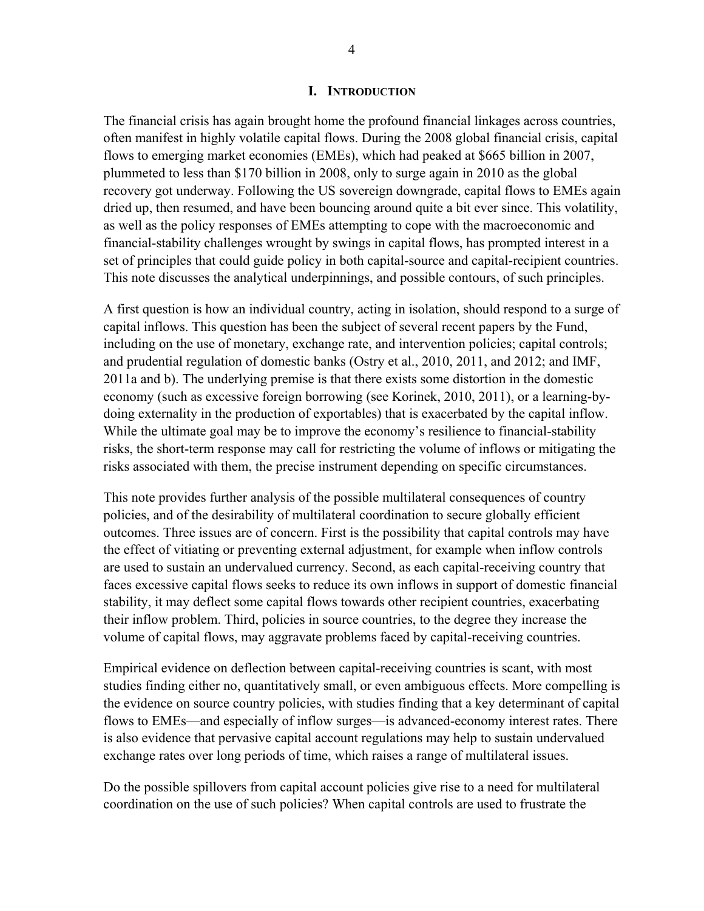## I. Introduction

The financial crisis has again brought home the profound financial linkages across countries, often manifest in highly volatile capital flows. During the 2008 global financial crisis, capital flows to emerging market economies (EMEs), which had peaked at $665 billion in 2007, plummeted to less than $170 billion in 2008, only to surge again in 2010 as the global recovery got underway. Following the US sovereign downgrade, capital flows to EMEs again dried up, then resumed, and have been bouncing around quite a bit ever since. This volatility, as well as the policy responses of EMEs attempting to cope with the macroeconomic and financial-stability challenges wrought by swings in capital flows, has prompted interest in a set of principles that could guide policy in both capital-source and capital-recipient countries. This note discusses the analytical underpinnings, and possible contours, of such principles.

A first question is how an individual country, acting in isolation, should respond to a surge of capital inflows. This question has been the subject of several recent papers by the Fund, including on the use of monetary, exchange rate, and intervention policies; capital controls; and prudential regulation of domestic banks (Ostry et al., 2010, 2011, and 2012; and IMF, 2011a and b). The underlying premise is that there exists some distortion in the domestic economy (such as excessive foreign borrowing (see Korinek, 2010, 2011), or a learning-by-doing externality in the production of exportables) that is exacerbated by the capital inflow. While the ultimate goal may be to improve the economy's resilience to financial-stability risks, the short-term response may call for restricting the volume of inflows or mitigating the risks associated with them, the precise instrument depending on specific circumstances.

This note provides further analysis of the possible multilateral consequences of country policies, and of the desirability of multilateral coordination to secure globally efficient outcomes. Three issues are of concern. First is the possibility that capital controls may have the effect of vitiating or preventing external adjustment, for example when inflow controls are used to sustain an undervalued currency. Second, as each capital-receiving country that faces excessive capital flows seeks to reduce its own inflows in support of domestic financial stability, it may deflect some capital flows towards other recipient countries, exacerbating their inflow problem. Third, policies in source countries, to the degree they increase the volume of capital flows, may aggravate problems faced by capital-receiving countries.

Empirical evidence on deflection between capital-receiving countries is scant, with most studies finding either no, quantitatively small, or even ambiguous effects. More compelling is the evidence on source country policies, with studies finding that a key determinant of capital flows to EMEs—and especially of inflow surges—is advanced-economy interest rates. There is also evidence that pervasive capital account regulations may help to sustain undervalued exchange rates over long periods of time, which raises a range of multilateral issues.

Do the possible spillovers from capital account policies give rise to a need for multilateral coordination on the use of such policies? When capital controls are used to frustrate the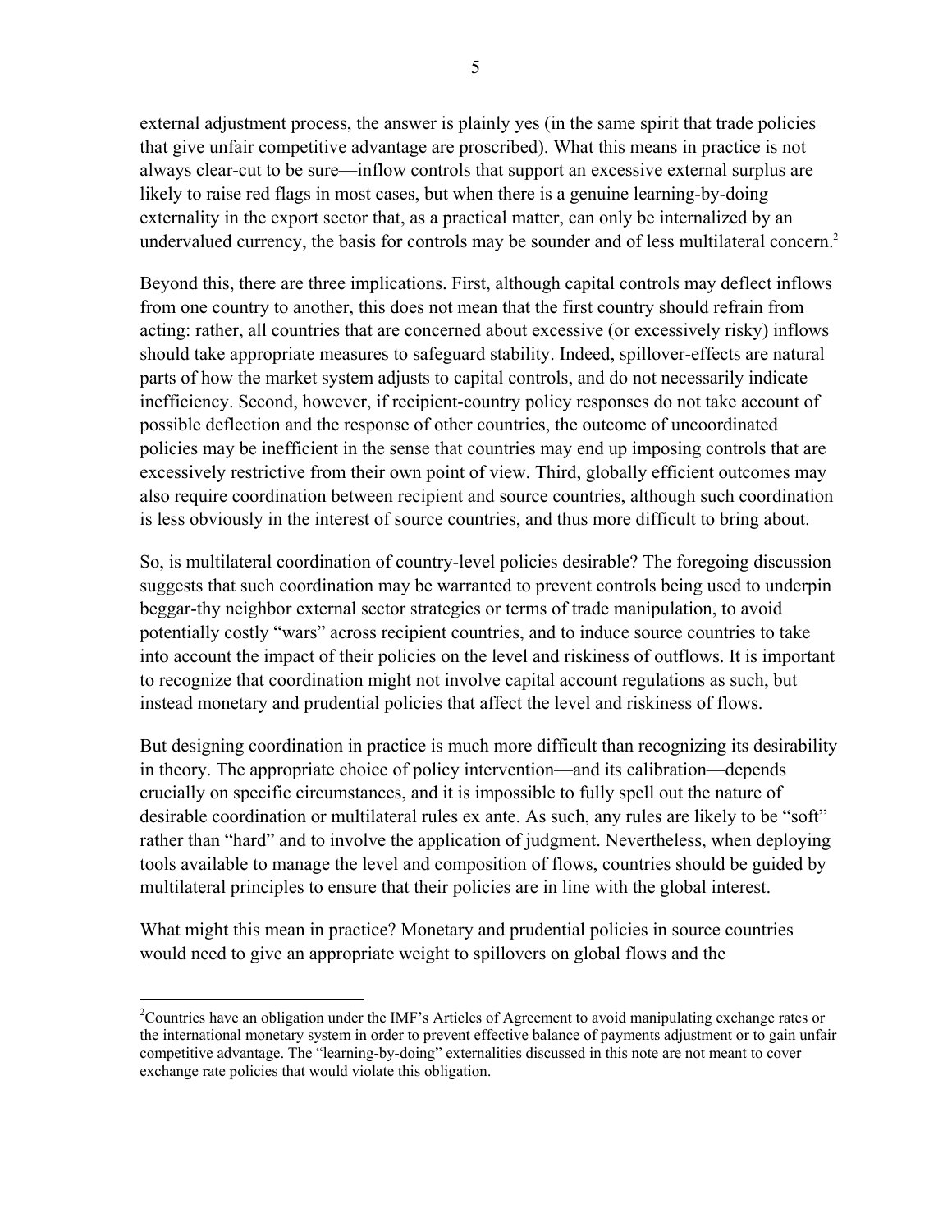external adjustment process, the answer is plainly yes (in the same spirit that trade policies that give unfair competitive advantage are proscribed). What this means in practice is not always clear-cut to be sure—inflow controls that support an excessive external surplus are likely to raise red flags in most cases, but when there is a genuine learning-by-doing externality in the export sector that, as a practical matter, can only be internalized by an undervalued currency, the basis for controls may be sounder and of less multilateral concern.[2]

Beyond this, there are three implications. First, although capital controls may deflect inflows from one country to another, this does not mean that the first country should refrain from acting: rather, all countries that are concerned about excessive (or excessively risky) inflows should take appropriate measures to safeguard stability. Indeed, spillover-effects are natural parts of how the market system adjusts to capital controls, and do not necessarily indicate inefficiency. Second, however, if recipient-country policy responses do not take account of possible deflection and the response of other countries, the outcome of uncoordinated policies may be inefficient in the sense that countries may end up imposing controls that are excessively restrictive from their own point of view. Third, globally efficient outcomes may also require coordination between recipient and source countries, although such coordination is less obviously in the interest of source countries, and thus more difficult to bring about.

So, is multilateral coordination of country-level policies desirable? The foregoing discussion suggests that such coordination may be warranted to prevent controls being used to underpin beggar-thy neighbor external sector strategies or terms of trade manipulation, to avoid potentially costly "wars" across recipient countries, and to induce source countries to take into account the impact of their policies on the level and riskiness of outflows. It is important to recognize that coordination might not involve capital account regulations as such, but instead monetary and prudential policies that affect the level and riskiness of flows.

But designing coordination in practice is much more difficult than recognizing its desirability in theory. The appropriate choice of policy intervention—and its calibration—depends crucially on specific circumstances, and it is impossible to fully spell out the nature of desirable coordination or multilateral rules ex ante. As such, any rules are likely to be "soft" rather than "hard" and to involve the application of judgment. Nevertheless, when deploying tools available to manage the level and composition of flows, countries should be guided by multilateral principles to ensure that their policies are in line with the global interest.

What might this mean in practice? Monetary and prudential policies in source countries would need to give an appropriate weight to spillovers on global flows and the

---

[2] Countries have an obligation under the IMF's Articles of Agreement to avoid manipulating exchange rates or the international monetary system in order to prevent effective balance of payments adjustment or to gain unfair competitive advantage. The "learning-by-doing" externalities discussed in this note are not meant to cover exchange rate policies that would violate this obligation.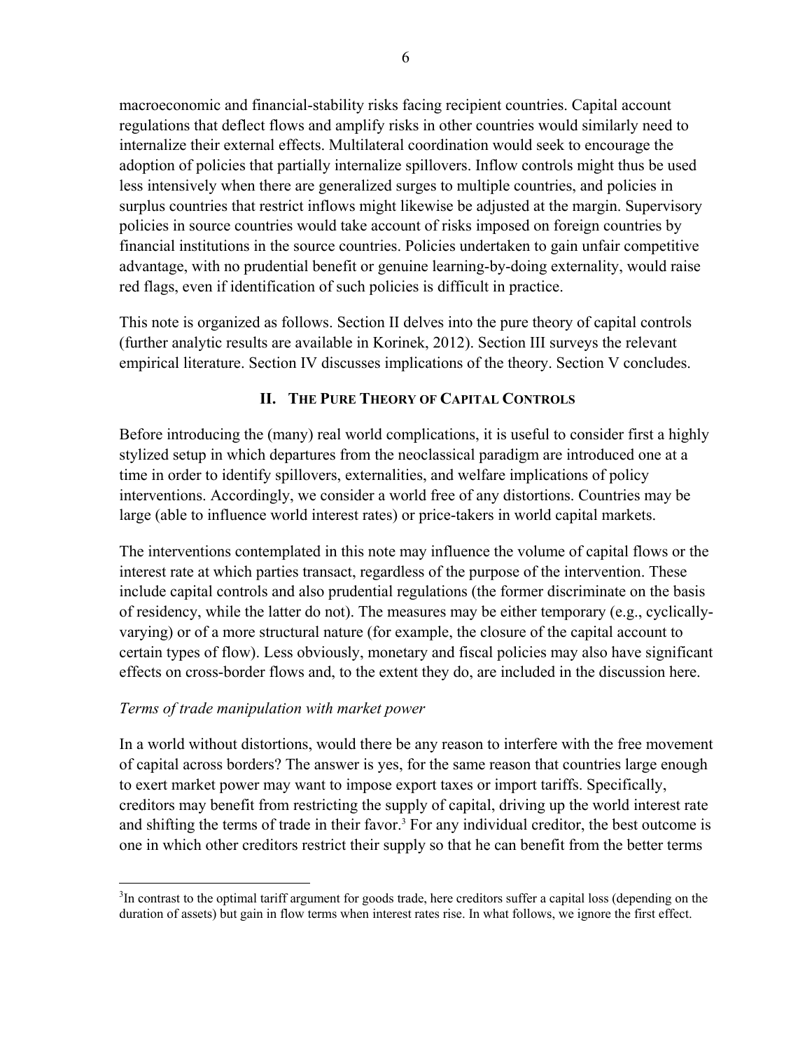macroeconomic and financial-stability risks facing recipient countries. Capital account regulations that deflect flows and amplify risks in other countries would similarly need to internalize their external effects. Multilateral coordination would seek to encourage the adoption of policies that partially internalize spillovers. Inflow controls might thus be used less intensively when there are generalized surges to multiple countries, and policies in surplus countries that restrict inflows might likewise be adjusted at the margin. Supervisory policies in source countries would take account of risks imposed on foreign countries by financial institutions in the source countries. Policies undertaken to gain unfair competitive advantage, with no prudential benefit or genuine learning-by-doing externality, would raise red flags, even if identification of such policies is difficult in practice.

This note is organized as follows. Section II delves into the pure theory of capital controls (further analytic results are available in Korinek, 2012). Section III surveys the relevant empirical literature. Section IV discusses implications of the theory. Section V concludes.

## II. The Pure Theory of Capital Controls

Before introducing the (many) real world complications, it is useful to consider first a highly stylized setup in which departures from the neoclassical paradigm are introduced one at a time in order to identify spillovers, externalities, and welfare implications of policy interventions. Accordingly, we consider a world free of any distortions. Countries may be large (able to influence world interest rates) or price-takers in world capital markets.

The interventions contemplated in this note may influence the volume of capital flows or the interest rate at which parties transact, regardless of the purpose of the intervention. These include capital controls and also prudential regulations (the former discriminate on the basis of residency, while the latter do not). The measures may be either temporary (e.g., cyclically-varying) or of a more structural nature (for example, the closure of the capital account to certain types of flow). Less obviously, monetary and fiscal policies may also have significant effects on cross-border flows and, to the extent they do, are included in the discussion here.

*Terms of trade manipulation with market power*

In a world without distortions, would there be any reason to interfere with the free movement of capital across borders? The answer is yes, for the same reason that countries large enough to exert market power may want to impose export taxes or import tariffs. Specifically, creditors may benefit from restricting the supply of capital, driving up the world interest rate and shifting the terms of trade in their favor.[3] For any individual creditor, the best outcome is one in which other creditors restrict their supply so that he can benefit from the better terms

[3] In contrast to the optimal tariff argument for goods trade, here creditors suffer a capital loss (depending on the duration of assets) but gain in flow terms when interest rates rise. In what follows, we ignore the first effect.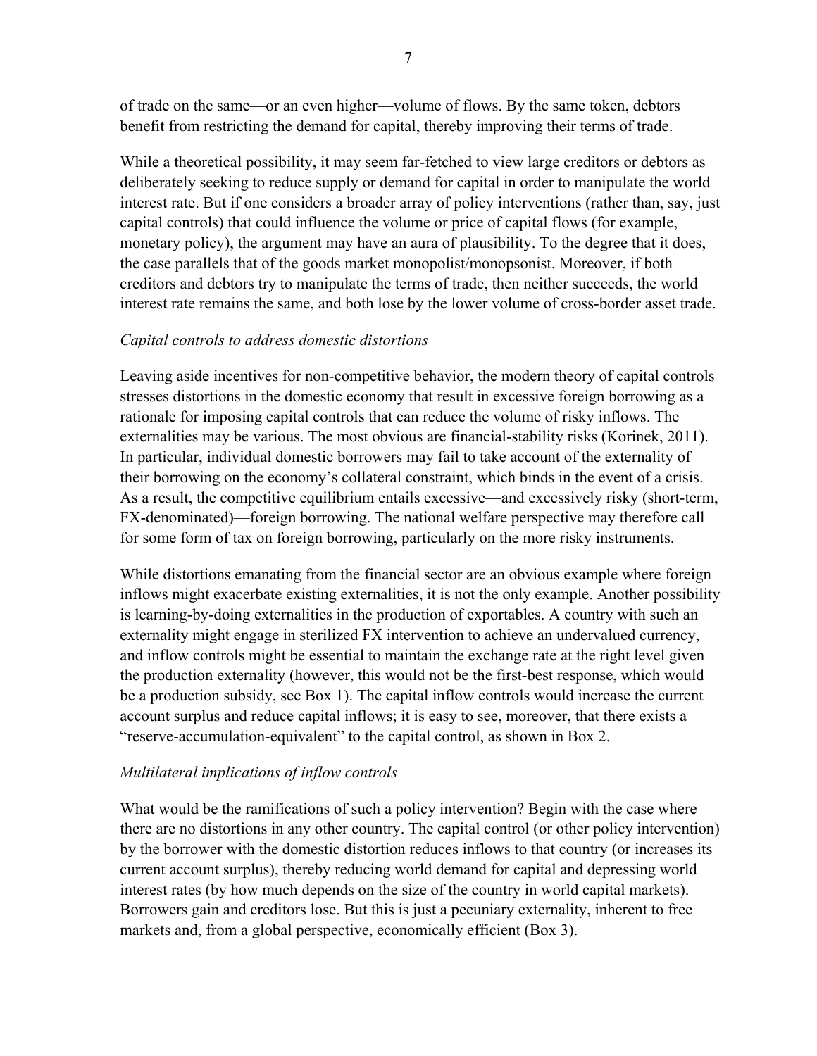of trade on the same—or an even higher—volume of flows. By the same token, debtors benefit from restricting the demand for capital, thereby improving their terms of trade.

While a theoretical possibility, it may seem far-fetched to view large creditors or debtors as deliberately seeking to reduce supply or demand for capital in order to manipulate the world interest rate. But if one considers a broader array of policy interventions (rather than, say, just capital controls) that could influence the volume or price of capital flows (for example, monetary policy), the argument may have an aura of plausibility. To the degree that it does, the case parallels that of the goods market monopolist/monopsonist. Moreover, if both creditors and debtors try to manipulate the terms of trade, then neither succeeds, the world interest rate remains the same, and both lose by the lower volume of cross-border asset trade.

*Capital controls to address domestic distortions*

Leaving aside incentives for non-competitive behavior, the modern theory of capital controls stresses distortions in the domestic economy that result in excessive foreign borrowing as a rationale for imposing capital controls that can reduce the volume of risky inflows. The externalities may be various. The most obvious are financial-stability risks (Korinek, 2011). In particular, individual domestic borrowers may fail to take account of the externality of their borrowing on the economy's collateral constraint, which binds in the event of a crisis. As a result, the competitive equilibrium entails excessive—and excessively risky (short-term, FX-denominated)—foreign borrowing. The national welfare perspective may therefore call for some form of tax on foreign borrowing, particularly on the more risky instruments.

While distortions emanating from the financial sector are an obvious example where foreign inflows might exacerbate existing externalities, it is not the only example. Another possibility is learning-by-doing externalities in the production of exportables. A country with such an externality might engage in sterilized FX intervention to achieve an undervalued currency, and inflow controls might be essential to maintain the exchange rate at the right level given the production externality (however, this would not be the first-best response, which would be a production subsidy, see Box 1). The capital inflow controls would increase the current account surplus and reduce capital inflows; it is easy to see, moreover, that there exists a "reserve-accumulation-equivalent" to the capital control, as shown in Box 2.

*Multilateral implications of inflow controls*

What would be the ramifications of such a policy intervention? Begin with the case where there are no distortions in any other country. The capital control (or other policy intervention) by the borrower with the domestic distortion reduces inflows to that country (or increases its current account surplus), thereby reducing world demand for capital and depressing world interest rates (by how much depends on the size of the country in world capital markets). Borrowers gain and creditors lose. But this is just a pecuniary externality, inherent to free markets and, from a global perspective, economically efficient (Box 3).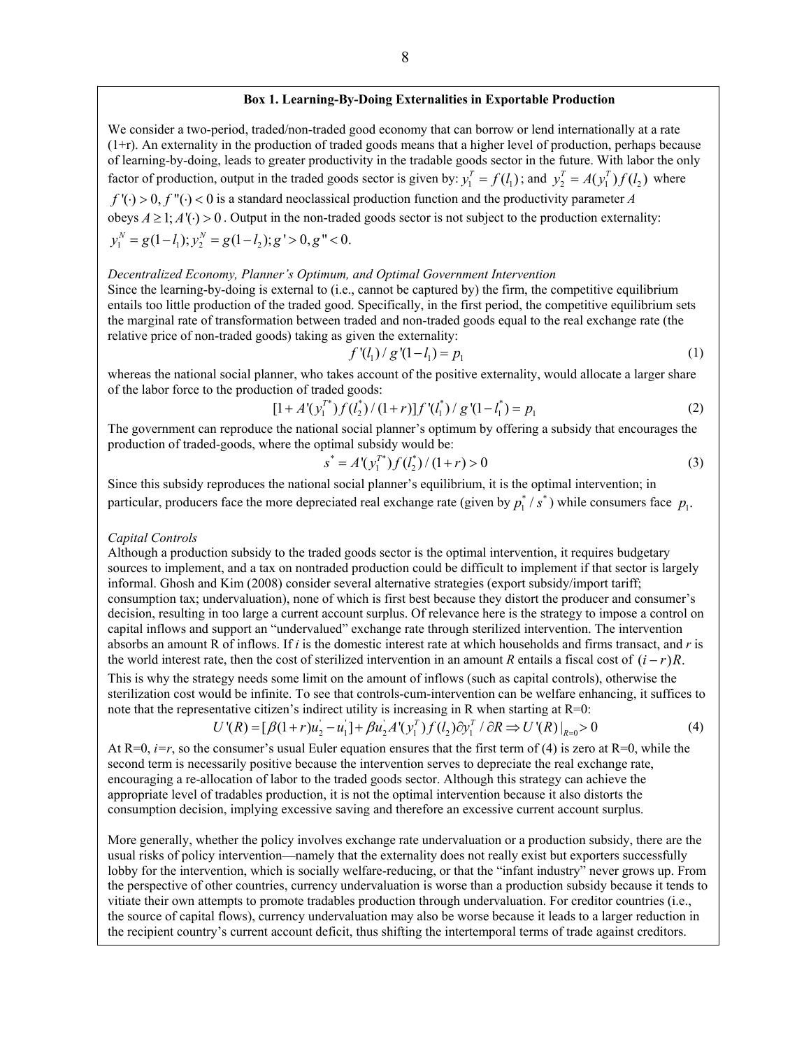### Box 1. Learning-By-Doing Externalities in Exportable Production

We consider a two-period, traded/non-traded good economy that can borrow or lend internationally at a rate (1+r). An externality in the production of traded goods means that a higher level of production, perhaps because of learning-by-doing, leads to greater productivity in the tradable goods sector in the future. With labor the only factor of production, output in the traded goods sector is given by: $y_1^T = f(l_1)$; and $y_2^T = A(y_1^T)f(l_2)$ where $f'(\cdot) > 0, f''(\cdot) < 0$ is a standard neoclassical production function and the productivity parameter $A$ obeys $A \geq 1; A'(\cdot) > 0$. Output in the non-traded goods sector is not subject to the production externality: $y_1^N = g(1-l_1); y_2^N = g(1-l_2); g' > 0, g'' < 0.$

*Decentralized Economy, Planner's Optimum, and Optimal Government Intervention*

Since the learning-by-doing is external to (i.e., cannot be captured by) the firm, the competitive equilibrium entails too little production of the traded good. Specifically, in the first period, the competitive equilibrium sets the marginal rate of transformation between traded and non-traded goods equal to the real exchange rate (the relative price of non-traded goods) taking as given the externality:

$$f'(l_1) / g'(1-l_1) = p_1 \tag{1}$$

whereas the national social planner, who takes account of the positive externality, would allocate a larger share of the labor force to the production of traded goods:

$$[1 + A'(y_1^{T*}) f(l_2^*) / (1+r)] f'(l_1^*) / g'(1-l_1^*) = p_1 \tag{2}$$

The government can reproduce the national social planner's optimum by offering a subsidy that encourages the production of traded-goods, where the optimal subsidy would be:

$$s^* = A'(y_1^{T*}) f(l_2^*) / (1+r) > 0 \tag{3}$$

Since this subsidy reproduces the national social planner's equilibrium, it is the optimal intervention; in particular, producers face the more depreciated real exchange rate (given by $p_1^* / s^*$) while consumers face $p_1$.

*Capital Controls*

Although a production subsidy to the traded goods sector is the optimal intervention, it requires budgetary sources to implement, and a tax on nontraded production could be difficult to implement if that sector is largely informal. Ghosh and Kim (2008) consider several alternative strategies (export subsidy/import tariff; consumption tax; undervaluation), none of which is first best because they distort the producer and consumer's decision, resulting in too large a current account surplus. Of relevance here is the strategy to impose a control on capital inflows and support an "undervalued" exchange rate through sterilized intervention. The intervention absorbs an amount R of inflows. If *i* is the domestic interest rate at which households and firms transact, and *r* is the world interest rate, then the cost of sterilized intervention in an amount *R* entails a fiscal cost of $(i-r)R$. This is why the strategy needs some limit on the amount of inflows (such as capital controls), otherwise the sterilization cost would be infinite. To see that controls-cum-intervention can be welfare enhancing, it suffices to note that the representative citizen's indirect utility is increasing in R when starting at R=0:

$$U'(R) = [\beta(1+r)u_2' - u_1'] + \beta u_2' A'(y_1^T) f(l_2) \partial y_1^T / \partial R \Rightarrow U'(R)|_{R=0} > 0 \tag{4}$$

At R=0, *i*=*r*, so the consumer's usual Euler equation ensures that the first term of (4) is zero at R=0, while the second term is necessarily positive because the intervention serves to depreciate the real exchange rate, encouraging a re-allocation of labor to the traded goods sector. Although this strategy can achieve the appropriate level of tradables production, it is not the optimal intervention because it also distorts the consumption decision, implying excessive saving and therefore an excessive current account surplus.

More generally, whether the policy involves exchange rate undervaluation or a production subsidy, there are the usual risks of policy intervention—namely that the externality does not really exist but exporters successfully lobby for the intervention, which is socially welfare-reducing, or that the "infant industry" never grows up. From the perspective of other countries, currency undervaluation is worse than a production subsidy because it tends to vitiate their own attempts to promote tradables production through undervaluation. For creditor countries (i.e., the source of capital flows), currency undervaluation may also be worse because it leads to a larger reduction in the recipient country's current account deficit, thus shifting the intertemporal terms of trade against creditors.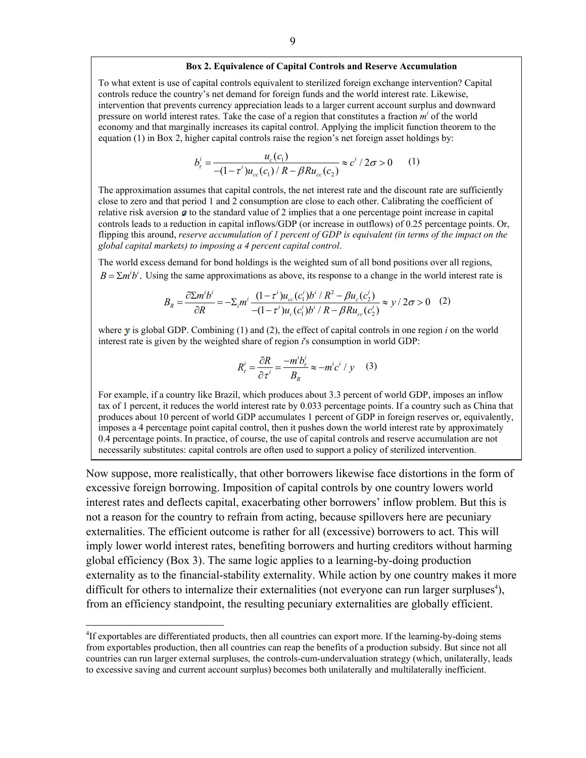**Box 2. Equivalence of Capital Controls and Reserve Accumulation**

To what extent is use of capital controls equivalent to sterilized foreign exchange intervention? Capital controls reduce the country's net demand for foreign funds and the world interest rate. Likewise, intervention that prevents currency appreciation leads to a larger current account surplus and downward pressure on world interest rates. Take the case of a region that constitutes a fraction $m^i$ of the world economy and that marginally increases its capital control. Applying the implicit function theorem to the equation (1) in Box 2, higher capital controls raise the region's net foreign asset holdings by:

$$b_\tau^i = \frac{u_c(c_1)}{-(1-\tau^i)u_{cc}(c_1)/R - \beta R u_{cc}(c_2)} \approx c^i / 2\sigma > 0 \qquad (1)$$

The approximation assumes that capital controls, the net interest rate and the discount rate are sufficiently close to zero and that period 1 and 2 consumption are close to each other. Calibrating the coefficient of relative risk aversion $\sigma$ to the standard value of 2 implies that a one percentage point increase in capital controls leads to a reduction in capital inflows/GDP (or increase in outflows) of 0.25 percentage points. Or, flipping this around, *reserve accumulation of 1 percent of GDP is equivalent (in terms of the impact on the global capital markets) to imposing a 4 percent capital control*.

The world excess demand for bond holdings is the weighted sum of all bond positions over all regions, $B = \Sigma m^i b^i$. Using the same approximations as above, its response to a change in the world interest rate is

$$B_R = \frac{\partial \Sigma m^i b^i}{\partial R} = -\Sigma_i m^i \frac{(1-\tau^i)u_{cc}(c_1^i)b^i / R^2 - \beta u_c(c_2^i)}{-(1-\tau^i)u_c(c_1^i)b^i / R - \beta R u_{cc}(c_2^i)} \approx y / 2\sigma > 0 \qquad (2)$$

where $y$ is global GDP. Combining (1) and (2), the effect of capital controls in one region $i$ on the world interest rate is given by the weighted share of region $i$'s consumption in world GDP:

$$R_\tau^i = \frac{\partial R}{\partial \tau^i} = \frac{-m^i b_\tau^i}{B_R} \approx -m^i c^i / y \qquad (3)$$

For example, if a country like Brazil, which produces about 3.3 percent of world GDP, imposes an inflow tax of 1 percent, it reduces the world interest rate by 0.033 percentage points. If a country such as China that produces about 10 percent of world GDP accumulates 1 percent of GDP in foreign reserves or, equivalently, imposes a 4 percentage point capital control, then it pushes down the world interest rate by approximately 0.4 percentage points. In practice, of course, the use of capital controls and reserve accumulation are not necessarily substitutes: capital controls are often used to support a policy of sterilized intervention.

Now suppose, more realistically, that other borrowers likewise face distortions in the form of excessive foreign borrowing. Imposition of capital controls by one country lowers world interest rates and deflects capital, exacerbating other borrowers' inflow problem. But this is not a reason for the country to refrain from acting, because spillovers here are pecuniary externalities. The efficient outcome is rather for all (excessive) borrowers to act. This will imply lower world interest rates, benefiting borrowers and hurting creditors without harming global efficiency (Box 3). The same logic applies to a learning-by-doing production externality as to the financial-stability externality. While action by one country makes it more difficult for others to internalize their externalities (not everyone can run larger surpluses[4]), from an efficiency standpoint, the resulting pecuniary externalities are globally efficient.

[4] If exportables are differentiated products, then all countries can export more. If the learning-by-doing stems from exportables production, then all countries can reap the benefits of a production subsidy. But since not all countries can run larger external surpluses, the controls-cum-undervaluation strategy (which, unilaterally, leads to excessive saving and current account surplus) becomes both unilaterally and multilaterally inefficient.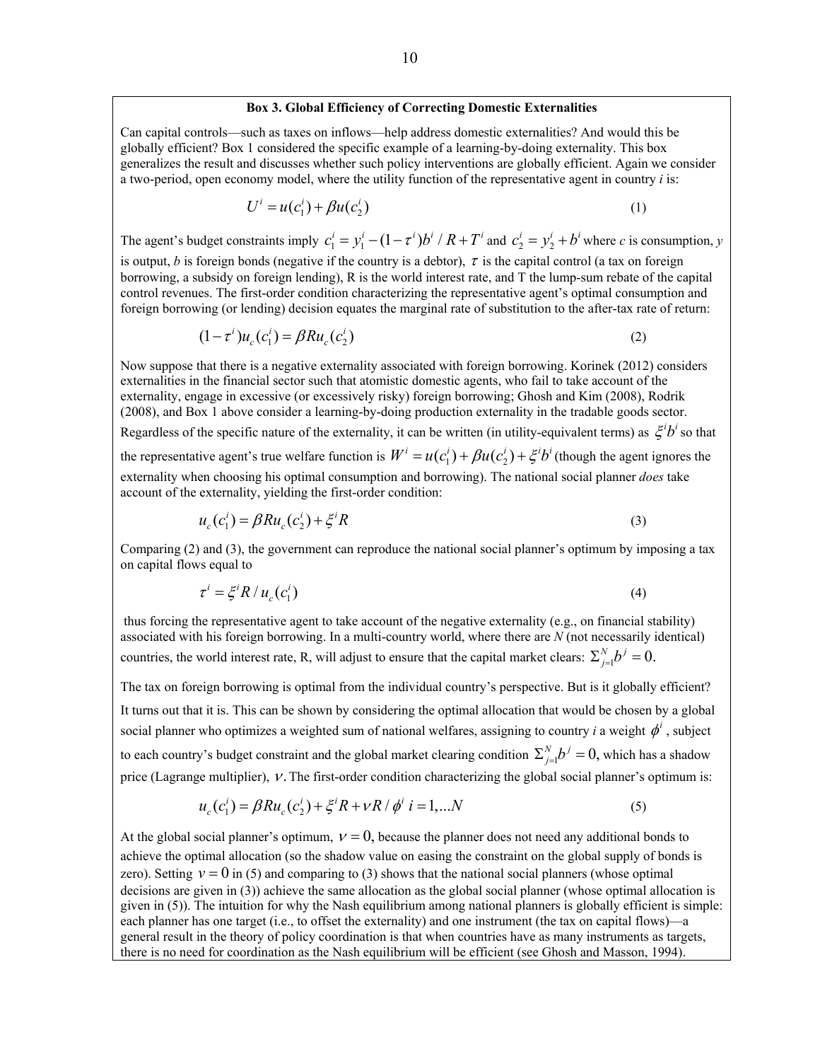### Box 3. Global Efficiency of Correcting Domestic Externalities

Can capital controls—such as taxes on inflows—help address domestic externalities? And would this be globally efficient? Box 1 considered the specific example of a learning-by-doing externality. This box generalizes the result and discusses whether such policy interventions are globally efficient. Again we consider a two-period, open economy model, where the utility function of the representative agent in country *i* is:

$$U^i = u(c_1^i) + \beta u(c_2^i) \tag{1}$$

The agent's budget constraints imply $c_1^i = y_1^i - (1-\tau^i)b^i / R + T^i$ and $c_2^i = y_2^i + b^i$ where *c* is consumption, *y* is output, *b* is foreign bonds (negative if the country is a debtor), $\tau$ is the capital control (a tax on foreign borrowing, a subsidy on foreign lending), R is the world interest rate, and T the lump-sum rebate of the capital control revenues. The first-order condition characterizing the representative agent's optimal consumption and foreign borrowing (or lending) decision equates the marginal rate of substitution to the after-tax rate of return:

$$(1-\tau^i)u_c(c_1^i) = \beta R u_c(c_2^i) \tag{2}$$

Now suppose that there is a negative externality associated with foreign borrowing. Korinek (2012) considers externalities in the financial sector such that atomistic domestic agents, who fail to take account of the externality, engage in excessive (or excessively risky) foreign borrowing; Ghosh and Kim (2008), Rodrik (2008), and Box 1 above consider a learning-by-doing production externality in the tradable goods sector. Regardless of the specific nature of the externality, it can be written (in utility-equivalent terms) as $\xi^i b^i$ so that the representative agent's true welfare function is $W^i = u(c_1^i) + \beta u(c_2^i) + \xi^i b^i$ (though the agent ignores the externality when choosing his optimal consumption and borrowing). The national social planner *does* take account of the externality, yielding the first-order condition:

$$u_c(c_1^i) = \beta R u_c(c_2^i) + \xi^i R \tag{3}$$

Comparing (2) and (3), the government can reproduce the national social planner's optimum by imposing a tax on capital flows equal to

$$\tau^i = \xi^i R / u_c(c_1^i) \tag{4}$$

thus forcing the representative agent to take account of the negative externality (e.g., on financial stability) associated with his foreign borrowing. In a multi-country world, where there are *N* (not necessarily identical) countries, the world interest rate, R, will adjust to ensure that the capital market clears: $\Sigma_{j=1}^N b^j = 0.$

The tax on foreign borrowing is optimal from the individual country's perspective. But is it globally efficient? It turns out that it is. This can be shown by considering the optimal allocation that would be chosen by a global social planner who optimizes a weighted sum of national welfares, assigning to country *i* a weight $\phi^i$, subject to each country's budget constraint and the global market clearing condition $\Sigma_{j=1}^N b^j = 0,$ which has a shadow price (Lagrange multiplier), $\nu$. The first-order condition characterizing the global social planner's optimum is:

$$u_c(c_1^i) = \beta R u_c(c_2^i) + \xi^i R + \nu R / \phi^i \quad i = 1, \ldots N \tag{5}$$

At the global social planner's optimum, $\nu = 0,$ because the planner does not need any additional bonds to achieve the optimal allocation (so the shadow value on easing the constraint on the global supply of bonds is zero). Setting $\nu = 0$ in (5) and comparing to (3) shows that the national social planners (whose optimal decisions are given in (3)) achieve the same allocation as the global social planner (whose optimal allocation is given in (5)). The intuition for why the Nash equilibrium among national planners is globally efficient is simple: each planner has one target (i.e., to offset the externality) and one instrument (the tax on capital flows)—a general result in the theory of policy coordination is that when countries have as many instruments as targets, there is no need for coordination as the Nash equilibrium will be efficient (see Ghosh and Masson, 1994).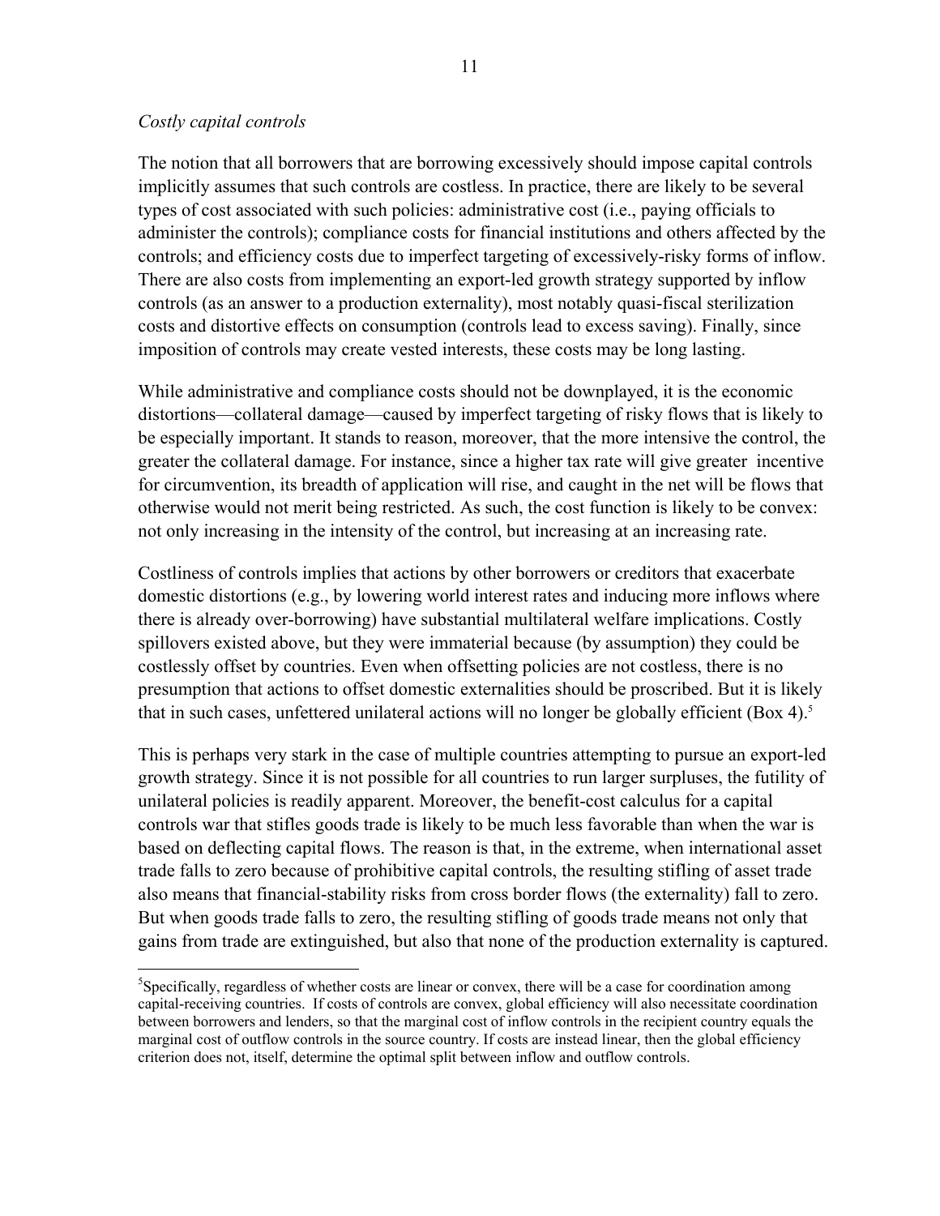*Costly capital controls*

The notion that all borrowers that are borrowing excessively should impose capital controls implicitly assumes that such controls are costless. In practice, there are likely to be several types of cost associated with such policies: administrative cost (i.e., paying officials to administer the controls); compliance costs for financial institutions and others affected by the controls; and efficiency costs due to imperfect targeting of excessively-risky forms of inflow. There are also costs from implementing an export-led growth strategy supported by inflow controls (as an answer to a production externality), most notably quasi-fiscal sterilization costs and distortive effects on consumption (controls lead to excess saving). Finally, since imposition of controls may create vested interests, these costs may be long lasting.

While administrative and compliance costs should not be downplayed, it is the economic distortions—collateral damage—caused by imperfect targeting of risky flows that is likely to be especially important. It stands to reason, moreover, that the more intensive the control, the greater the collateral damage. For instance, since a higher tax rate will give greater incentive for circumvention, its breadth of application will rise, and caught in the net will be flows that otherwise would not merit being restricted. As such, the cost function is likely to be convex: not only increasing in the intensity of the control, but increasing at an increasing rate.

Costliness of controls implies that actions by other borrowers or creditors that exacerbate domestic distortions (e.g., by lowering world interest rates and inducing more inflows where there is already over-borrowing) have substantial multilateral welfare implications. Costly spillovers existed above, but they were immaterial because (by assumption) they could be costlessly offset by countries. Even when offsetting policies are not costless, there is no presumption that actions to offset domestic externalities should be proscribed. But it is likely that in such cases, unfettered unilateral actions will no longer be globally efficient (Box 4).[5]

This is perhaps very stark in the case of multiple countries attempting to pursue an export-led growth strategy. Since it is not possible for all countries to run larger surpluses, the futility of unilateral policies is readily apparent. Moreover, the benefit-cost calculus for a capital controls war that stifles goods trade is likely to be much less favorable than when the war is based on deflecting capital flows. The reason is that, in the extreme, when international asset trade falls to zero because of prohibitive capital controls, the resulting stifling of asset trade also means that financial-stability risks from cross border flows (the externality) fall to zero. But when goods trade falls to zero, the resulting stifling of goods trade means not only that gains from trade are extinguished, but also that none of the production externality is captured.

---

[5] Specifically, regardless of whether costs are linear or convex, there will be a case for coordination among capital-receiving countries. If costs of controls are convex, global efficiency will also necessitate coordination between borrowers and lenders, so that the marginal cost of inflow controls in the recipient country equals the marginal cost of outflow controls in the source country. If costs are instead linear, then the global efficiency criterion does not, itself, determine the optimal split between inflow and outflow controls.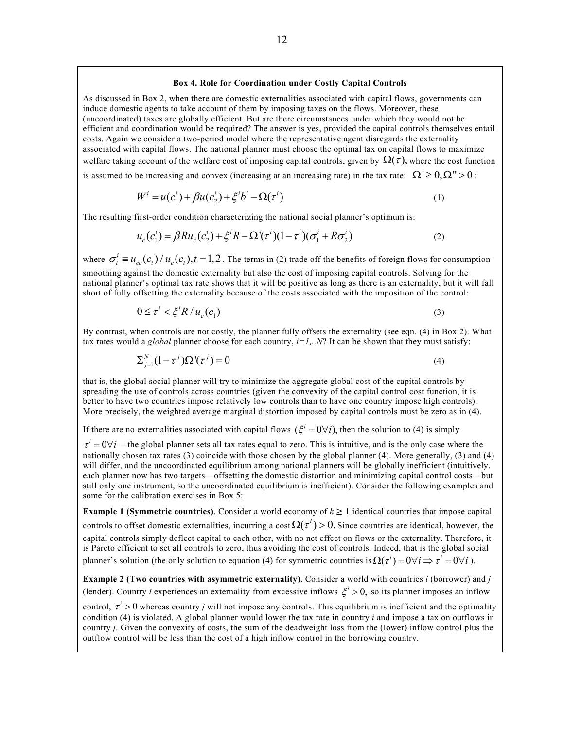### Box 4. Role for Coordination under Costly Capital Controls

As discussed in Box 2, when there are domestic externalities associated with capital flows, governments can induce domestic agents to take account of them by imposing taxes on the flows. Moreover, these (uncoordinated) taxes are globally efficient. But are there circumstances under which they would not be efficient and coordination would be required? The answer is yes, provided the capital controls themselves entail costs. Again we consider a two-period model where the representative agent disregards the externality associated with capital flows. The national planner must choose the optimal tax on capital flows to maximize welfare taking account of the welfare cost of imposing capital controls, given by $\Omega(\tau)$, where the cost function is assumed to be increasing and convex (increasing at an increasing rate) in the tax rate: $\Omega' \geq 0, \Omega'' > 0$:

$$W^i = u(c_1^i) + \beta u(c_2^i) + \xi^i b^i - \Omega(\tau^i) \tag{1}$$

The resulting first-order condition characterizing the national social planner's optimum is:

$$u_c(c_1^i) = \beta R u_c(c_2^i) + \xi^i R - \Omega'(\tau^i)(1-\tau^i)(\sigma_1^i + R\sigma_2^i) \tag{2}$$

where $\sigma_t^i \equiv u_{cc}(c_t)/u_c(c_t), t = 1,2$. The terms in (2) trade off the benefits of foreign flows for consumption-smoothing against the domestic externality but also the cost of imposing capital controls. Solving for the national planner's optimal tax rate shows that it will be positive as long as there is an externality, but it will fall short of fully offsetting the externality because of the costs associated with the imposition of the control:

$$0 \leq \tau^i < \xi^i R / u_c(c_1) \tag{3}$$

By contrast, when controls are not costly, the planner fully offsets the externality (see eqn. (4) in Box 2). What tax rates would a *global* planner choose for each country, *i=1,..N*? It can be shown that they must satisfy:

$$\Sigma_{j=1}^{N}(1-\tau^j)\Omega'(\tau^j) = 0 \tag{4}$$

that is, the global social planner will try to minimize the aggregate global cost of the capital controls by spreading the use of controls across countries (given the convexity of the capital control cost function, it is better to have two countries impose relatively low controls than to have one country impose high controls). More precisely, the weighted average marginal distortion imposed by capital controls must be zero as in (4).

If there are no externalities associated with capital flows $(\xi^i = 0 \forall i)$, then the solution to (4) is simply $\tau^i = 0 \forall i$ —the global planner sets all tax rates equal to zero. This is intuitive, and is the only case where the nationally chosen tax rates (3) coincide with those chosen by the global planner (4). More generally, (3) and (4) will differ, and the uncoordinated equilibrium among national planners will be globally inefficient (intuitively, each planner now has two targets—offsetting the domestic distortion and minimizing capital control costs—but still only one instrument, so the uncoordinated equilibrium is inefficient). Consider the following examples and some for the calibration exercises in Box 5:

**Example 1 (Symmetric countries)**. Consider a world economy of $k \geq 1$ identical countries that impose capital controls to offset domestic externalities, incurring a cost $\Omega(\tau^i) > 0$. Since countries are identical, however, the capital controls simply deflect capital to each other, with no net effect on flows or the externality. Therefore, it is Pareto efficient to set all controls to zero, thus avoiding the cost of controls. Indeed, that is the global social planner's solution (the only solution to equation (4) for symmetric countries is $\Omega(\tau^i) = 0 \forall i \Rightarrow \tau^i = 0 \forall i$ ).

**Example 2 (Two countries with asymmetric externality)**. Consider a world with countries *i* (borrower) and *j* (lender). Country *i* experiences an externality from excessive inflows $\xi^i > 0$, so its planner imposes an inflow control, $\tau^i > 0$ whereas country *j* will not impose any controls. This equilibrium is inefficient and the optimality condition (4) is violated. A global planner would lower the tax rate in country *i* and impose a tax on outflows in country *j*. Given the convexity of costs, the sum of the deadweight loss from the (lower) inflow control plus the outflow control will be less than the cost of a high inflow control in the borrowing country.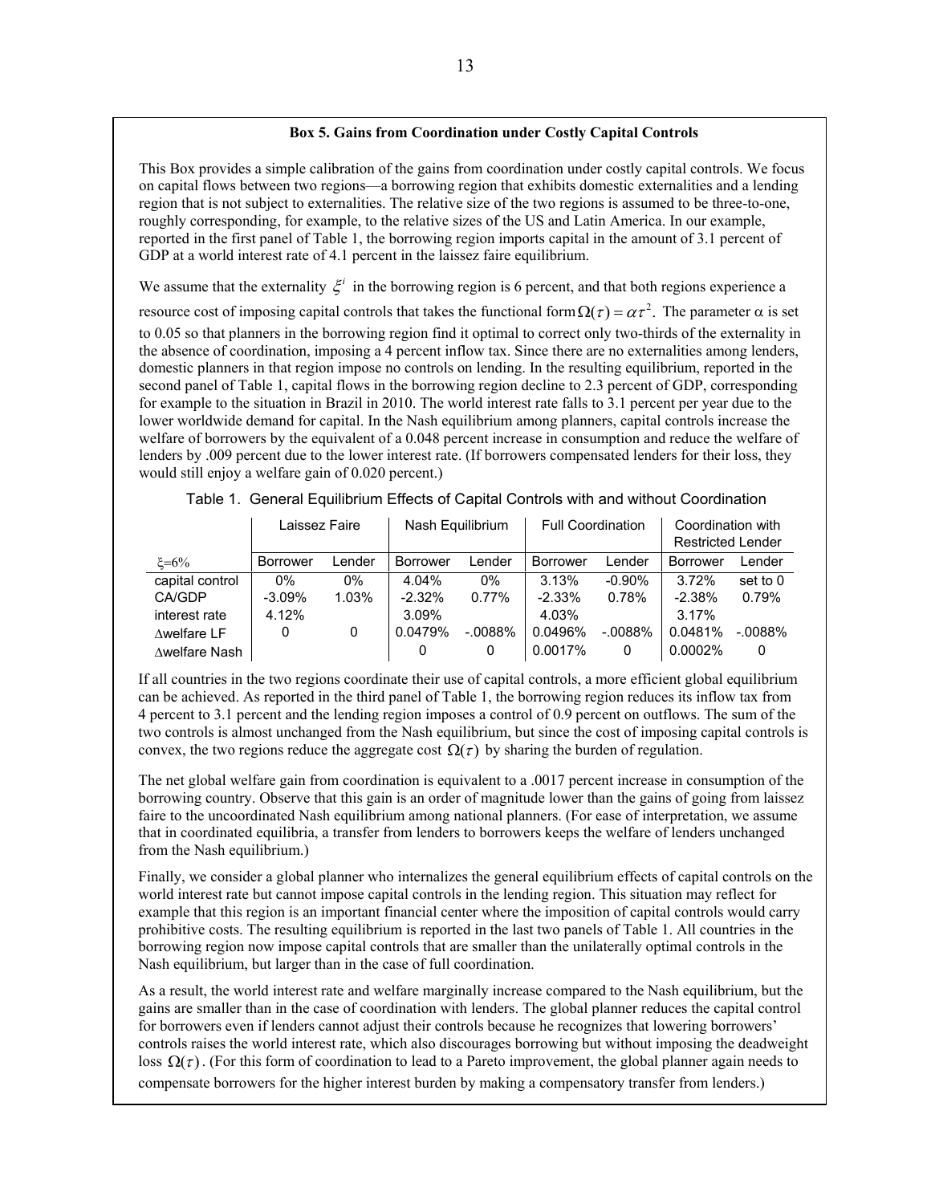**Box 5. Gains from Coordination under Costly Capital Controls**

This Box provides a simple calibration of the gains from coordination under costly capital controls. We focus on capital flows between two regions—a borrowing region that exhibits domestic externalities and a lending region that is not subject to externalities. The relative size of the two regions is assumed to be three-to-one, roughly corresponding, for example, to the relative sizes of the US and Latin America. In our example, reported in the first panel of Table 1, the borrowing region imports capital in the amount of 3.1 percent of GDP at a world interest rate of 4.1 percent in the laissez faire equilibrium.

We assume that the externality $\xi^i$ in the borrowing region is 6 percent, and that both regions experience a resource cost of imposing capital controls that takes the functional form $\Omega(\tau) = \alpha\tau^2$. The parameter $\alpha$ is set to 0.05 so that planners in the borrowing region find it optimal to correct only two-thirds of the externality in the absence of coordination, imposing a 4 percent inflow tax. Since there are no externalities among lenders, domestic planners in that region impose no controls on lending. In the resulting equilibrium, reported in the second panel of Table 1, capital flows in the borrowing region decline to 2.3 percent of GDP, corresponding for example to the situation in Brazil in 2010. The world interest rate falls to 3.1 percent per year due to the lower worldwide demand for capital. In the Nash equilibrium among planners, capital controls increase the welfare of borrowers by the equivalent of a 0.048 percent increase in consumption and reduce the welfare of lenders by .009 percent due to the lower interest rate. (If borrowers compensated lenders for their loss, they would still enjoy a welfare gain of 0.020 percent.)

Table 1. General Equilibrium Effects of Capital Controls with and without Coordination

| | Laissez Faire | | Nash Equilibrium | | Full Coordination | | Coordination with Restricted Lender | |
|---|---|---|---|---|---|---|---|---|
| $\xi$=6% | Borrower | Lender | Borrower | Lender | Borrower | Lender | Borrower | Lender |
| capital control | 0% | 0% | 4.04% | 0% | 3.13% | -0.90% | 3.72% | set to 0 |
| CA/GDP | -3.09% | 1.03% | -2.32% | 0.77% | -2.33% | 0.78% | -2.38% | 0.79% |
| interest rate | 4.12% | | 3.09% | | 4.03% | | 3.17% | |
| $\Delta$welfare LF | 0 | 0 | 0.0479% | -.0088% | 0.0496% | -.0088% | 0.0481% | -.0088% |
| $\Delta$welfare Nash | | | 0 | 0 | 0.0017% | 0 | 0.0002% | 0 |

If all countries in the two regions coordinate their use of capital controls, a more efficient global equilibrium can be achieved. As reported in the third panel of Table 1, the borrowing region reduces its inflow tax from 4 percent to 3.1 percent and the lending region imposes a control of 0.9 percent on outflows. The sum of the two controls is almost unchanged from the Nash equilibrium, but since the cost of imposing capital controls is convex, the two regions reduce the aggregate cost $\Omega(\tau)$ by sharing the burden of regulation.

The net global welfare gain from coordination is equivalent to a .0017 percent increase in consumption of the borrowing country. Observe that this gain is an order of magnitude lower than the gains of going from laissez faire to the uncoordinated Nash equilibrium among national planners. (For ease of interpretation, we assume that in coordinated equilibria, a transfer from lenders to borrowers keeps the welfare of lenders unchanged from the Nash equilibrium.)

Finally, we consider a global planner who internalizes the general equilibrium effects of capital controls on the world interest rate but cannot impose capital controls in the lending region. This situation may reflect for example that this region is an important financial center where the imposition of capital controls would carry prohibitive costs. The resulting equilibrium is reported in the last two panels of Table 1. All countries in the borrowing region now impose capital controls that are smaller than the unilaterally optimal controls in the Nash equilibrium, but larger than in the case of full coordination.

As a result, the world interest rate and welfare marginally increase compared to the Nash equilibrium, but the gains are smaller than in the case of coordination with lenders. The global planner reduces the capital control for borrowers even if lenders cannot adjust their controls because he recognizes that lowering borrowers' controls raises the world interest rate, which also discourages borrowing but without imposing the deadweight loss $\Omega(\tau)$. (For this form of coordination to lead to a Pareto improvement, the global planner again needs to compensate borrowers for the higher interest burden by making a compensatory transfer from lenders.)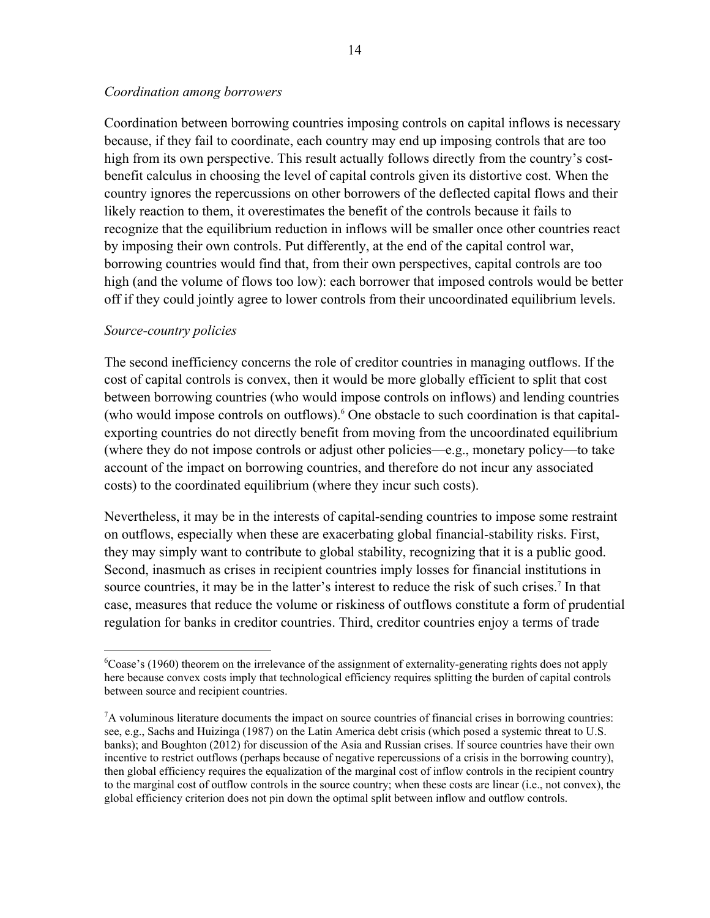*Coordination among borrowers*

Coordination between borrowing countries imposing controls on capital inflows is necessary because, if they fail to coordinate, each country may end up imposing controls that are too high from its own perspective. This result actually follows directly from the country's cost-benefit calculus in choosing the level of capital controls given its distortive cost. When the country ignores the repercussions on other borrowers of the deflected capital flows and their likely reaction to them, it overestimates the benefit of the controls because it fails to recognize that the equilibrium reduction in inflows will be smaller once other countries react by imposing their own controls. Put differently, at the end of the capital control war, borrowing countries would find that, from their own perspectives, capital controls are too high (and the volume of flows too low): each borrower that imposed controls would be better off if they could jointly agree to lower controls from their uncoordinated equilibrium levels.

*Source-country policies*

The second inefficiency concerns the role of creditor countries in managing outflows. If the cost of capital controls is convex, then it would be more globally efficient to split that cost between borrowing countries (who would impose controls on inflows) and lending countries (who would impose controls on outflows).[6] One obstacle to such coordination is that capital-exporting countries do not directly benefit from moving from the uncoordinated equilibrium (where they do not impose controls or adjust other policies—e.g., monetary policy—to take account of the impact on borrowing countries, and therefore do not incur any associated costs) to the coordinated equilibrium (where they incur such costs).

Nevertheless, it may be in the interests of capital-sending countries to impose some restraint on outflows, especially when these are exacerbating global financial-stability risks. First, they may simply want to contribute to global stability, recognizing that it is a public good. Second, inasmuch as crises in recipient countries imply losses for financial institutions in source countries, it may be in the latter's interest to reduce the risk of such crises.[7] In that case, measures that reduce the volume or riskiness of outflows constitute a form of prudential regulation for banks in creditor countries. Third, creditor countries enjoy a terms of trade

---

[6] Coase's (1960) theorem on the irrelevance of the assignment of externality-generating rights does not apply here because convex costs imply that technological efficiency requires splitting the burden of capital controls between source and recipient countries.

[7] A voluminous literature documents the impact on source countries of financial crises in borrowing countries: see, e.g., Sachs and Huizinga (1987) on the Latin America debt crisis (which posed a systemic threat to U.S. banks); and Boughton (2012) for discussion of the Asia and Russian crises. If source countries have their own incentive to restrict outflows (perhaps because of negative repercussions of a crisis in the borrowing country), then global efficiency requires the equalization of the marginal cost of inflow controls in the recipient country to the marginal cost of outflow controls in the source country; when these costs are linear (i.e., not convex), the global efficiency criterion does not pin down the optimal split between inflow and outflow controls.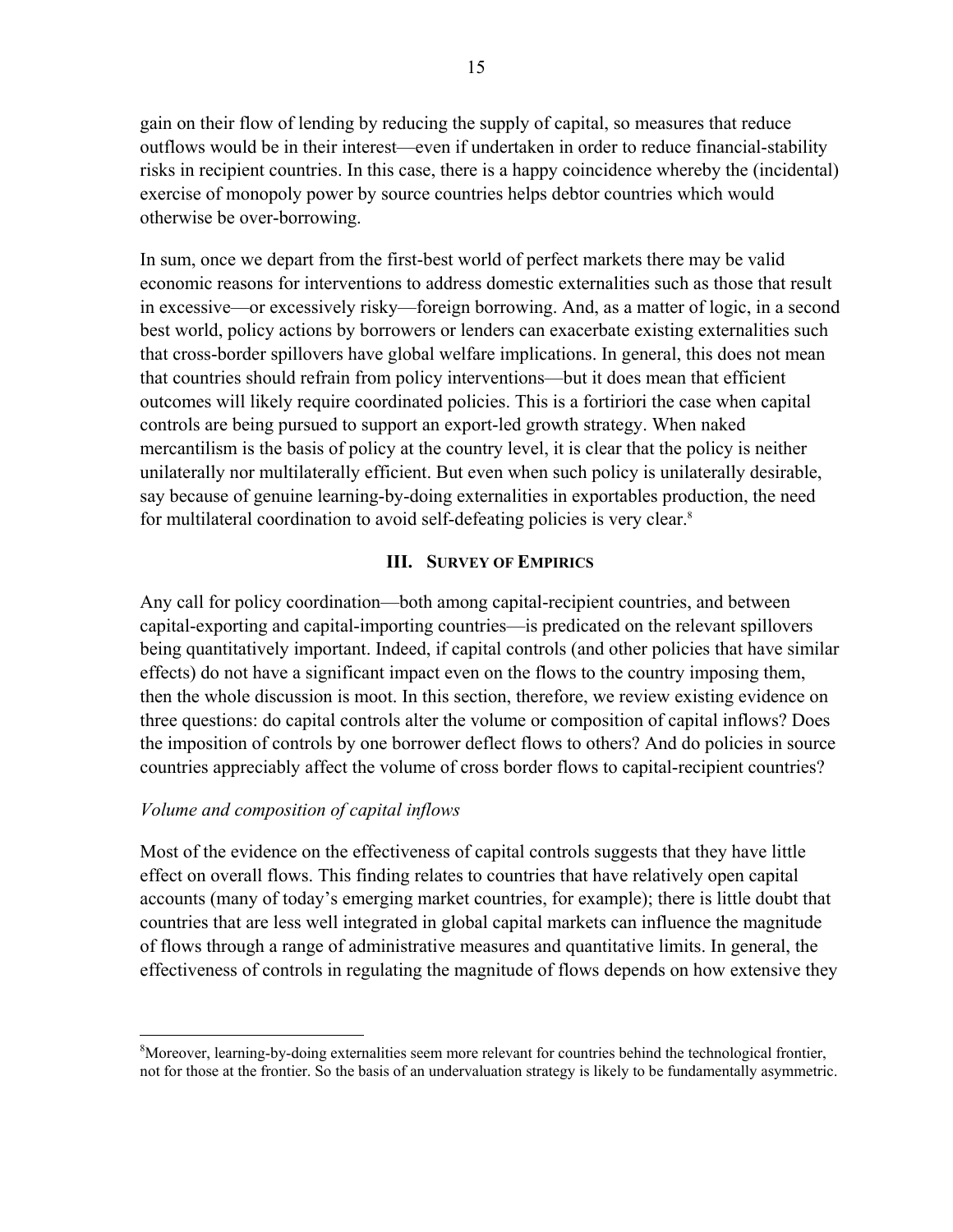gain on their flow of lending by reducing the supply of capital, so measures that reduce outflows would be in their interest—even if undertaken in order to reduce financial-stability risks in recipient countries. In this case, there is a happy coincidence whereby the (incidental) exercise of monopoly power by source countries helps debtor countries which would otherwise be over-borrowing.

In sum, once we depart from the first-best world of perfect markets there may be valid economic reasons for interventions to address domestic externalities such as those that result in excessive—or excessively risky—foreign borrowing. And, as a matter of logic, in a second best world, policy actions by borrowers or lenders can exacerbate existing externalities such that cross-border spillovers have global welfare implications. In general, this does not mean that countries should refrain from policy interventions—but it does mean that efficient outcomes will likely require coordinated policies. This is a fortiriori the case when capital controls are being pursued to support an export-led growth strategy. When naked mercantilism is the basis of policy at the country level, it is clear that the policy is neither unilaterally nor multilaterally efficient. But even when such policy is unilaterally desirable, say because of genuine learning-by-doing externalities in exportables production, the need for multilateral coordination to avoid self-defeating policies is very clear.[8]

## III. Survey of Empirics

Any call for policy coordination—both among capital-recipient countries, and between capital-exporting and capital-importing countries—is predicated on the relevant spillovers being quantitatively important. Indeed, if capital controls (and other policies that have similar effects) do not have a significant impact even on the flows to the country imposing them, then the whole discussion is moot. In this section, therefore, we review existing evidence on three questions: do capital controls alter the volume or composition of capital inflows? Does the imposition of controls by one borrower deflect flows to others? And do policies in source countries appreciably affect the volume of cross border flows to capital-recipient countries?

### *Volume and composition of capital inflows*

Most of the evidence on the effectiveness of capital controls suggests that they have little effect on overall flows. This finding relates to countries that have relatively open capital accounts (many of today's emerging market countries, for example); there is little doubt that countries that are less well integrated in global capital markets can influence the magnitude of flows through a range of administrative measures and quantitative limits. In general, the effectiveness of controls in regulating the magnitude of flows depends on how extensive they

---

[8] Moreover, learning-by-doing externalities seem more relevant for countries behind the technological frontier, not for those at the frontier. So the basis of an undervaluation strategy is likely to be fundamentally asymmetric.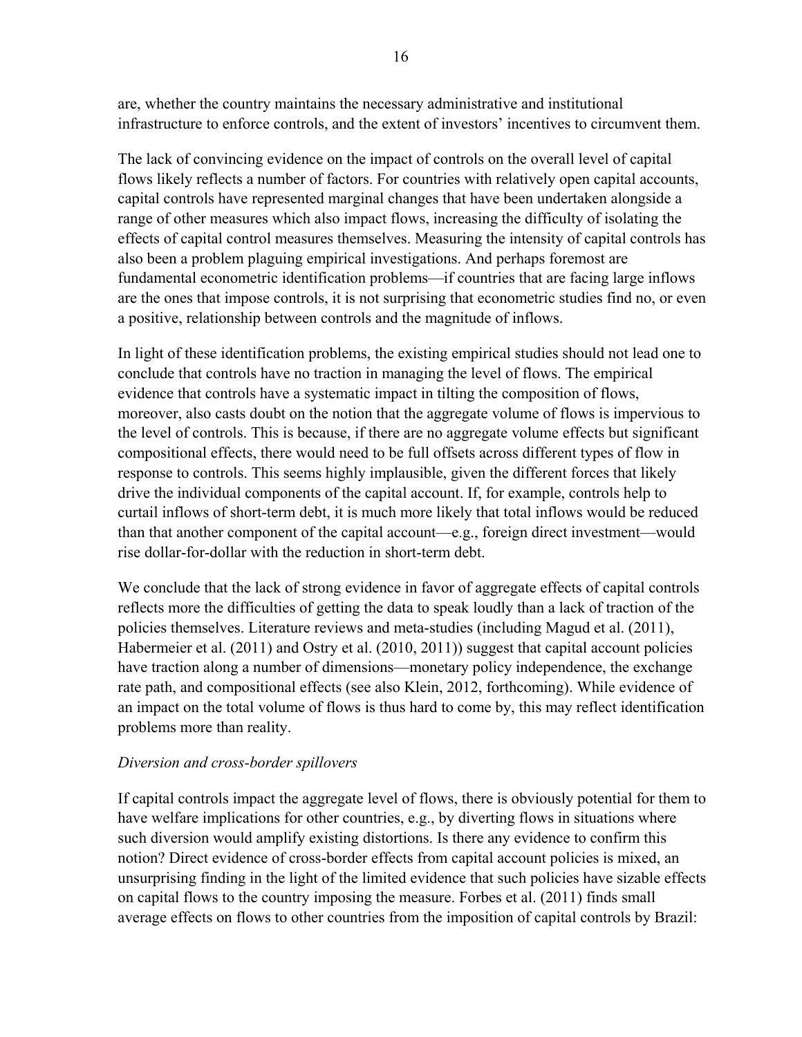are, whether the country maintains the necessary administrative and institutional infrastructure to enforce controls, and the extent of investors' incentives to circumvent them.

The lack of convincing evidence on the impact of controls on the overall level of capital flows likely reflects a number of factors. For countries with relatively open capital accounts, capital controls have represented marginal changes that have been undertaken alongside a range of other measures which also impact flows, increasing the difficulty of isolating the effects of capital control measures themselves. Measuring the intensity of capital controls has also been a problem plaguing empirical investigations. And perhaps foremost are fundamental econometric identification problems—if countries that are facing large inflows are the ones that impose controls, it is not surprising that econometric studies find no, or even a positive, relationship between controls and the magnitude of inflows.

In light of these identification problems, the existing empirical studies should not lead one to conclude that controls have no traction in managing the level of flows. The empirical evidence that controls have a systematic impact in tilting the composition of flows, moreover, also casts doubt on the notion that the aggregate volume of flows is impervious to the level of controls. This is because, if there are no aggregate volume effects but significant compositional effects, there would need to be full offsets across different types of flow in response to controls. This seems highly implausible, given the different forces that likely drive the individual components of the capital account. If, for example, controls help to curtail inflows of short-term debt, it is much more likely that total inflows would be reduced than that another component of the capital account—e.g., foreign direct investment—would rise dollar-for-dollar with the reduction in short-term debt.

We conclude that the lack of strong evidence in favor of aggregate effects of capital controls reflects more the difficulties of getting the data to speak loudly than a lack of traction of the policies themselves. Literature reviews and meta-studies (including Magud et al. (2011), Habermeier et al. (2011) and Ostry et al. (2010, 2011)) suggest that capital account policies have traction along a number of dimensions—monetary policy independence, the exchange rate path, and compositional effects (see also Klein, 2012, forthcoming). While evidence of an impact on the total volume of flows is thus hard to come by, this may reflect identification problems more than reality.

*Diversion and cross-border spillovers*

If capital controls impact the aggregate level of flows, there is obviously potential for them to have welfare implications for other countries, e.g., by diverting flows in situations where such diversion would amplify existing distortions. Is there any evidence to confirm this notion? Direct evidence of cross-border effects from capital account policies is mixed, an unsurprising finding in the light of the limited evidence that such policies have sizable effects on capital flows to the country imposing the measure. Forbes et al. (2011) finds small average effects on flows to other countries from the imposition of capital controls by Brazil: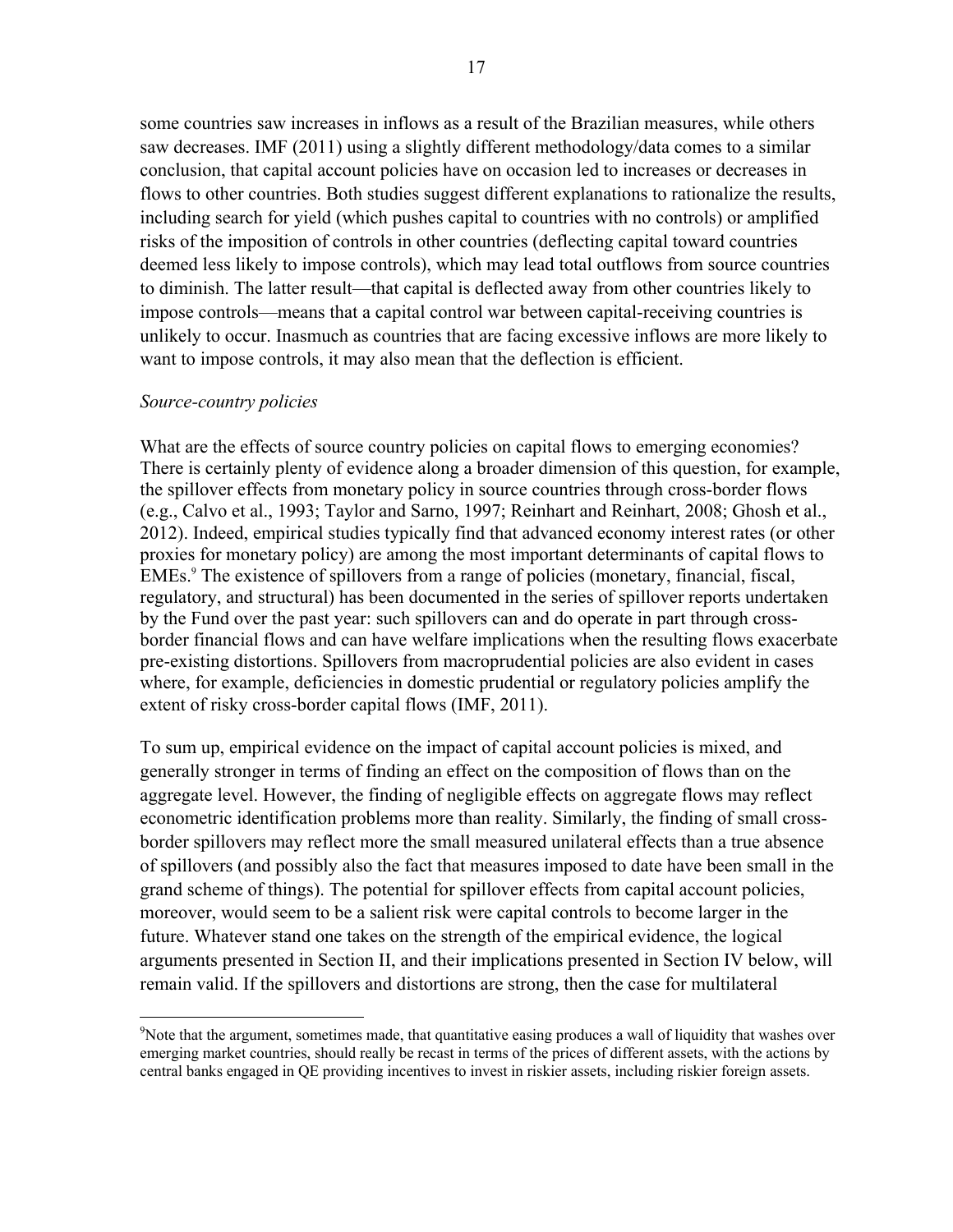some countries saw increases in inflows as a result of the Brazilian measures, while others saw decreases. IMF (2011) using a slightly different methodology/data comes to a similar conclusion, that capital account policies have on occasion led to increases or decreases in flows to other countries. Both studies suggest different explanations to rationalize the results, including search for yield (which pushes capital to countries with no controls) or amplified risks of the imposition of controls in other countries (deflecting capital toward countries deemed less likely to impose controls), which may lead total outflows from source countries to diminish. The latter result—that capital is deflected away from other countries likely to impose controls—means that a capital control war between capital-receiving countries is unlikely to occur. Inasmuch as countries that are facing excessive inflows are more likely to want to impose controls, it may also mean that the deflection is efficient.

*Source-country policies*

What are the effects of source country policies on capital flows to emerging economies? There is certainly plenty of evidence along a broader dimension of this question, for example, the spillover effects from monetary policy in source countries through cross-border flows (e.g., Calvo et al., 1993; Taylor and Sarno, 1997; Reinhart and Reinhart, 2008; Ghosh et al., 2012). Indeed, empirical studies typically find that advanced economy interest rates (or other proxies for monetary policy) are among the most important determinants of capital flows to EMEs.[9] The existence of spillovers from a range of policies (monetary, financial, fiscal, regulatory, and structural) has been documented in the series of spillover reports undertaken by the Fund over the past year: such spillovers can and do operate in part through cross-border financial flows and can have welfare implications when the resulting flows exacerbate pre-existing distortions. Spillovers from macroprudential policies are also evident in cases where, for example, deficiencies in domestic prudential or regulatory policies amplify the extent of risky cross-border capital flows (IMF, 2011).

To sum up, empirical evidence on the impact of capital account policies is mixed, and generally stronger in terms of finding an effect on the composition of flows than on the aggregate level. However, the finding of negligible effects on aggregate flows may reflect econometric identification problems more than reality. Similarly, the finding of small cross-border spillovers may reflect more the small measured unilateral effects than a true absence of spillovers (and possibly also the fact that measures imposed to date have been small in the grand scheme of things). The potential for spillover effects from capital account policies, moreover, would seem to be a salient risk were capital controls to become larger in the future. Whatever stand one takes on the strength of the empirical evidence, the logical arguments presented in Section II, and their implications presented in Section IV below, will remain valid. If the spillovers and distortions are strong, then the case for multilateral

[9] Note that the argument, sometimes made, that quantitative easing produces a wall of liquidity that washes over emerging market countries, should really be recast in terms of the prices of different assets, with the actions by central banks engaged in QE providing incentives to invest in riskier assets, including riskier foreign assets.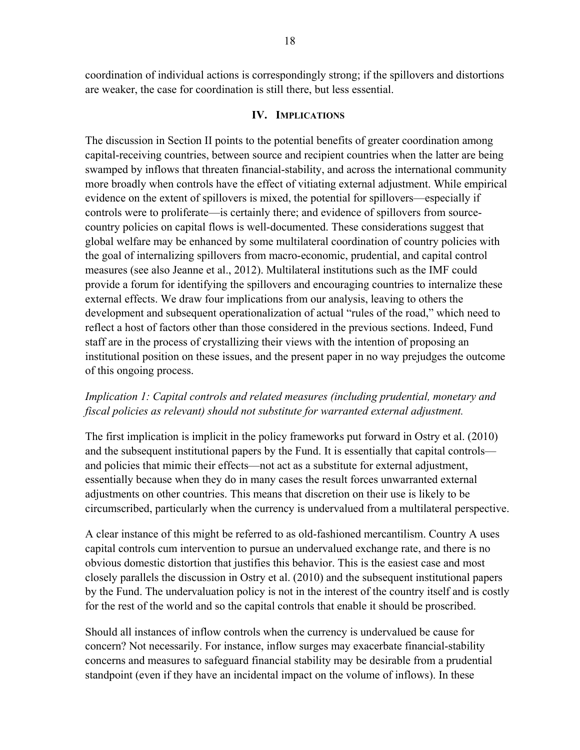coordination of individual actions is correspondingly strong; if the spillovers and distortions are weaker, the case for coordination is still there, but less essential.

## IV. Implications

The discussion in Section II points to the potential benefits of greater coordination among capital-receiving countries, between source and recipient countries when the latter are being swamped by inflows that threaten financial-stability, and across the international community more broadly when controls have the effect of vitiating external adjustment. While empirical evidence on the extent of spillovers is mixed, the potential for spillovers—especially if controls were to proliferate—is certainly there; and evidence of spillovers from source-country policies on capital flows is well-documented. These considerations suggest that global welfare may be enhanced by some multilateral coordination of country policies with the goal of internalizing spillovers from macro-economic, prudential, and capital control measures (see also Jeanne et al., 2012). Multilateral institutions such as the IMF could provide a forum for identifying the spillovers and encouraging countries to internalize these external effects. We draw four implications from our analysis, leaving to others the development and subsequent operationalization of actual "rules of the road," which need to reflect a host of factors other than those considered in the previous sections. Indeed, Fund staff are in the process of crystallizing their views with the intention of proposing an institutional position on these issues, and the present paper in no way prejudges the outcome of this ongoing process.

*Implication 1: Capital controls and related measures (including prudential, monetary and fiscal policies as relevant) should not substitute for warranted external adjustment.*

The first implication is implicit in the policy frameworks put forward in Ostry et al. (2010) and the subsequent institutional papers by the Fund. It is essentially that capital controls—and policies that mimic their effects—not act as a substitute for external adjustment, essentially because when they do in many cases the result forces unwarranted external adjustments on other countries. This means that discretion on their use is likely to be circumscribed, particularly when the currency is undervalued from a multilateral perspective.

A clear instance of this might be referred to as old-fashioned mercantilism. Country A uses capital controls cum intervention to pursue an undervalued exchange rate, and there is no obvious domestic distortion that justifies this behavior. This is the easiest case and most closely parallels the discussion in Ostry et al. (2010) and the subsequent institutional papers by the Fund. The undervaluation policy is not in the interest of the country itself and is costly for the rest of the world and so the capital controls that enable it should be proscribed.

Should all instances of inflow controls when the currency is undervalued be cause for concern? Not necessarily. For instance, inflow surges may exacerbate financial-stability concerns and measures to safeguard financial stability may be desirable from a prudential standpoint (even if they have an incidental impact on the volume of inflows). In these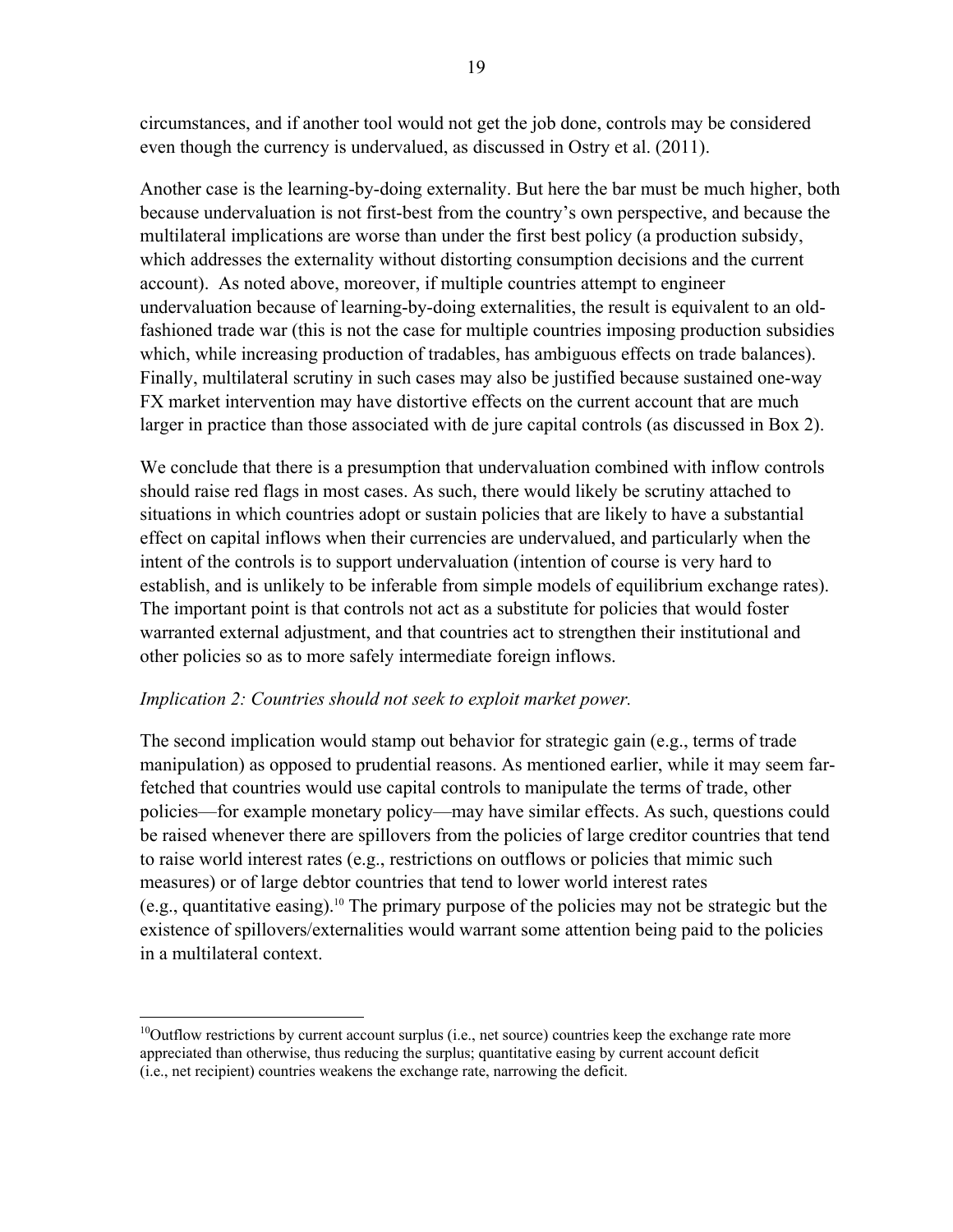circumstances, and if another tool would not get the job done, controls may be considered even though the currency is undervalued, as discussed in Ostry et al. (2011).

Another case is the learning-by-doing externality. But here the bar must be much higher, both because undervaluation is not first-best from the country's own perspective, and because the multilateral implications are worse than under the first best policy (a production subsidy, which addresses the externality without distorting consumption decisions and the current account). As noted above, moreover, if multiple countries attempt to engineer undervaluation because of learning-by-doing externalities, the result is equivalent to an old-fashioned trade war (this is not the case for multiple countries imposing production subsidies which, while increasing production of tradables, has ambiguous effects on trade balances). Finally, multilateral scrutiny in such cases may also be justified because sustained one-way FX market intervention may have distortive effects on the current account that are much larger in practice than those associated with de jure capital controls (as discussed in Box 2).

We conclude that there is a presumption that undervaluation combined with inflow controls should raise red flags in most cases. As such, there would likely be scrutiny attached to situations in which countries adopt or sustain policies that are likely to have a substantial effect on capital inflows when their currencies are undervalued, and particularly when the intent of the controls is to support undervaluation (intention of course is very hard to establish, and is unlikely to be inferable from simple models of equilibrium exchange rates). The important point is that controls not act as a substitute for policies that would foster warranted external adjustment, and that countries act to strengthen their institutional and other policies so as to more safely intermediate foreign inflows.

*Implication 2: Countries should not seek to exploit market power.*

The second implication would stamp out behavior for strategic gain (e.g., terms of trade manipulation) as opposed to prudential reasons. As mentioned earlier, while it may seem far-fetched that countries would use capital controls to manipulate the terms of trade, other policies—for example monetary policy—may have similar effects. As such, questions could be raised whenever there are spillovers from the policies of large creditor countries that tend to raise world interest rates (e.g., restrictions on outflows or policies that mimic such measures) or of large debtor countries that tend to lower world interest rates (e.g., quantitative easing).[10] The primary purpose of the policies may not be strategic but the existence of spillovers/externalities would warrant some attention being paid to the policies in a multilateral context.

[10] Outflow restrictions by current account surplus (i.e., net source) countries keep the exchange rate more appreciated than otherwise, thus reducing the surplus; quantitative easing by current account deficit (i.e., net recipient) countries weakens the exchange rate, narrowing the deficit.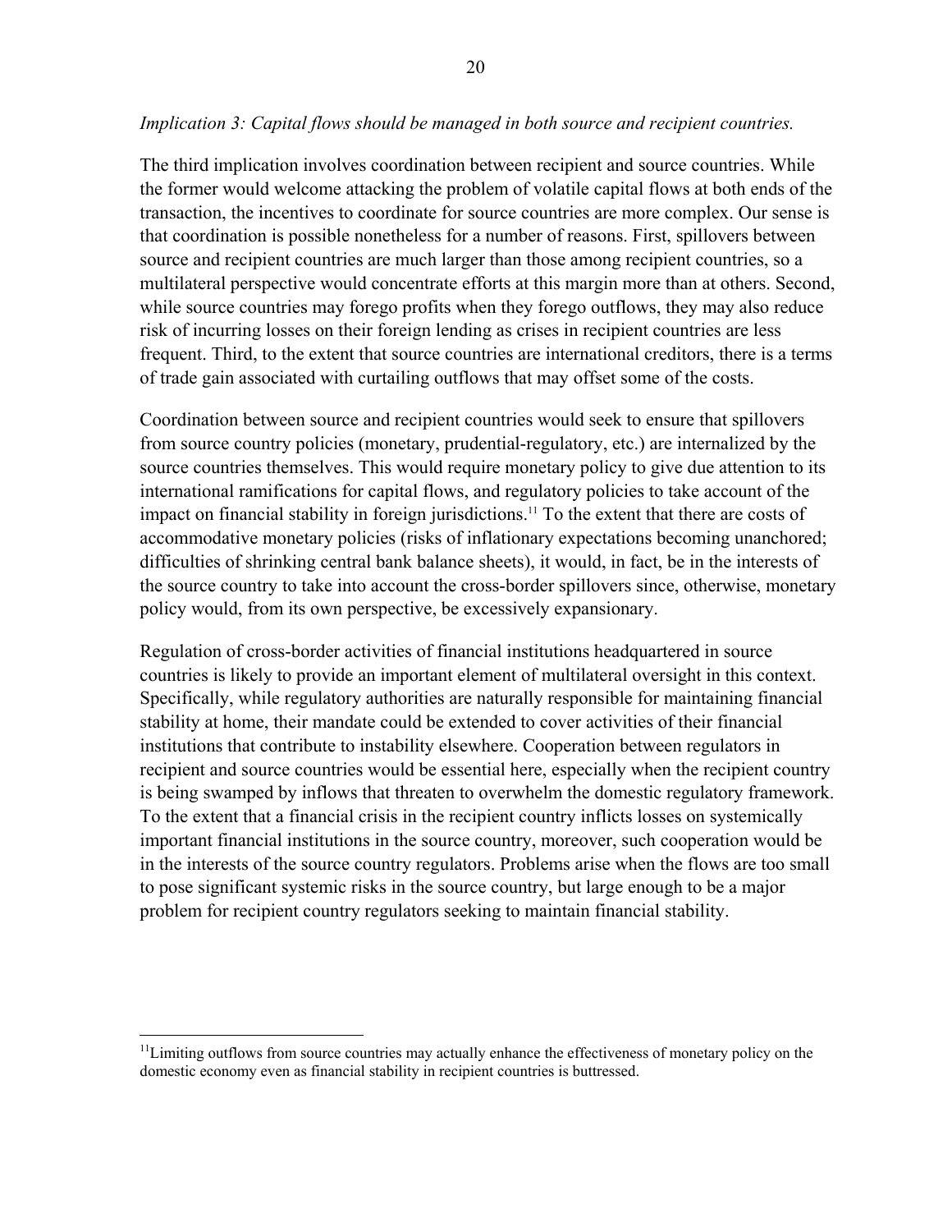*Implication 3: Capital flows should be managed in both source and recipient countries.*

The third implication involves coordination between recipient and source countries. While the former would welcome attacking the problem of volatile capital flows at both ends of the transaction, the incentives to coordinate for source countries are more complex. Our sense is that coordination is possible nonetheless for a number of reasons. First, spillovers between source and recipient countries are much larger than those among recipient countries, so a multilateral perspective would concentrate efforts at this margin more than at others. Second, while source countries may forego profits when they forego outflows, they may also reduce risk of incurring losses on their foreign lending as crises in recipient countries are less frequent. Third, to the extent that source countries are international creditors, there is a terms of trade gain associated with curtailing outflows that may offset some of the costs.

Coordination between source and recipient countries would seek to ensure that spillovers from source country policies (monetary, prudential-regulatory, etc.) are internalized by the source countries themselves. This would require monetary policy to give due attention to its international ramifications for capital flows, and regulatory policies to take account of the impact on financial stability in foreign jurisdictions.[11] To the extent that there are costs of accommodative monetary policies (risks of inflationary expectations becoming unanchored; difficulties of shrinking central bank balance sheets), it would, in fact, be in the interests of the source country to take into account the cross-border spillovers since, otherwise, monetary policy would, from its own perspective, be excessively expansionary.

Regulation of cross-border activities of financial institutions headquartered in source countries is likely to provide an important element of multilateral oversight in this context. Specifically, while regulatory authorities are naturally responsible for maintaining financial stability at home, their mandate could be extended to cover activities of their financial institutions that contribute to instability elsewhere. Cooperation between regulators in recipient and source countries would be essential here, especially when the recipient country is being swamped by inflows that threaten to overwhelm the domestic regulatory framework. To the extent that a financial crisis in the recipient country inflicts losses on systemically important financial institutions in the source country, moreover, such cooperation would be in the interests of the source country regulators. Problems arise when the flows are too small to pose significant systemic risks in the source country, but large enough to be a major problem for recipient country regulators seeking to maintain financial stability.

[11] Limiting outflows from source countries may actually enhance the effectiveness of monetary policy on the domestic economy even as financial stability in recipient countries is buttressed.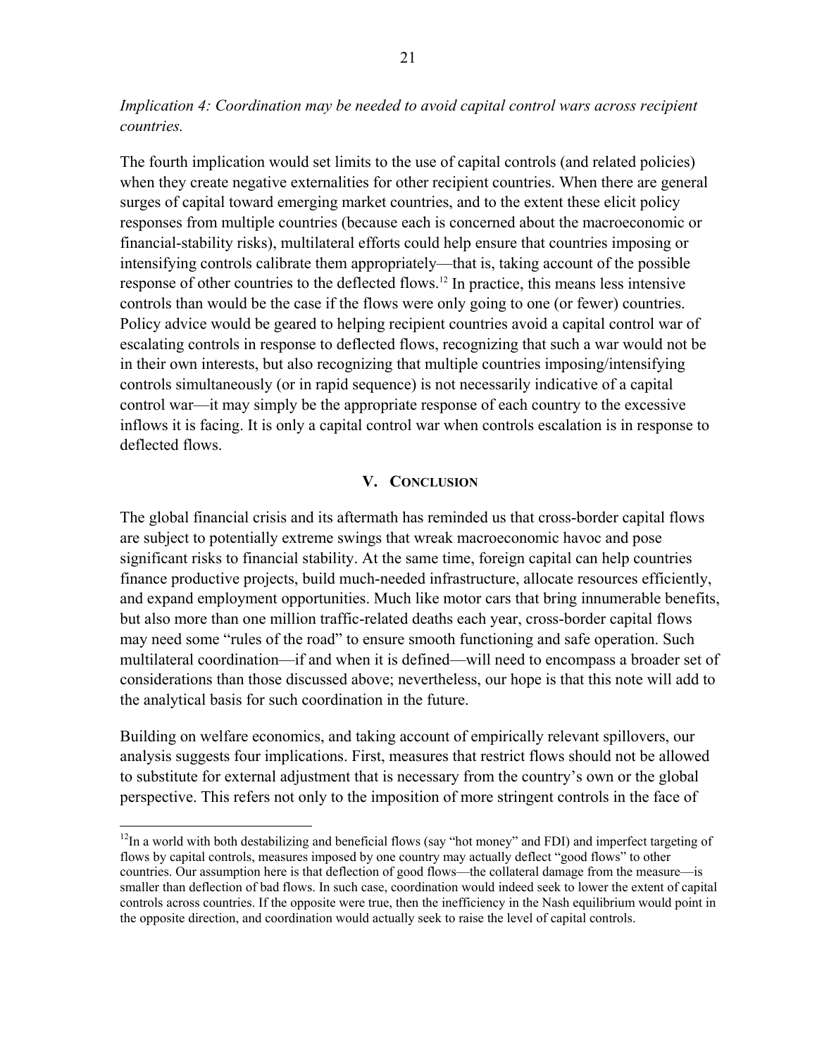*Implication 4: Coordination may be needed to avoid capital control wars across recipient countries.*

The fourth implication would set limits to the use of capital controls (and related policies) when they create negative externalities for other recipient countries. When there are general surges of capital toward emerging market countries, and to the extent these elicit policy responses from multiple countries (because each is concerned about the macroeconomic or financial-stability risks), multilateral efforts could help ensure that countries imposing or intensifying controls calibrate them appropriately—that is, taking account of the possible response of other countries to the deflected flows.[12] In practice, this means less intensive controls than would be the case if the flows were only going to one (or fewer) countries. Policy advice would be geared to helping recipient countries avoid a capital control war of escalating controls in response to deflected flows, recognizing that such a war would not be in their own interests, but also recognizing that multiple countries imposing/intensifying controls simultaneously (or in rapid sequence) is not necessarily indicative of a capital control war—it may simply be the appropriate response of each country to the excessive inflows it is facing. It is only a capital control war when controls escalation is in response to deflected flows.

## V. Conclusion

The global financial crisis and its aftermath has reminded us that cross-border capital flows are subject to potentially extreme swings that wreak macroeconomic havoc and pose significant risks to financial stability. At the same time, foreign capital can help countries finance productive projects, build much-needed infrastructure, allocate resources efficiently, and expand employment opportunities. Much like motor cars that bring innumerable benefits, but also more than one million traffic-related deaths each year, cross-border capital flows may need some "rules of the road" to ensure smooth functioning and safe operation. Such multilateral coordination—if and when it is defined—will need to encompass a broader set of considerations than those discussed above; nevertheless, our hope is that this note will add to the analytical basis for such coordination in the future.

Building on welfare economics, and taking account of empirically relevant spillovers, our analysis suggests four implications. First, measures that restrict flows should not be allowed to substitute for external adjustment that is necessary from the country's own or the global perspective. This refers not only to the imposition of more stringent controls in the face of

[12] In a world with both destabilizing and beneficial flows (say "hot money" and FDI) and imperfect targeting of flows by capital controls, measures imposed by one country may actually deflect "good flows" to other countries. Our assumption here is that deflection of good flows—the collateral damage from the measure—is smaller than deflection of bad flows. In such case, coordination would indeed seek to lower the extent of capital controls across countries. If the opposite were true, then the inefficiency in the Nash equilibrium would point in the opposite direction, and coordination would actually seek to raise the level of capital controls.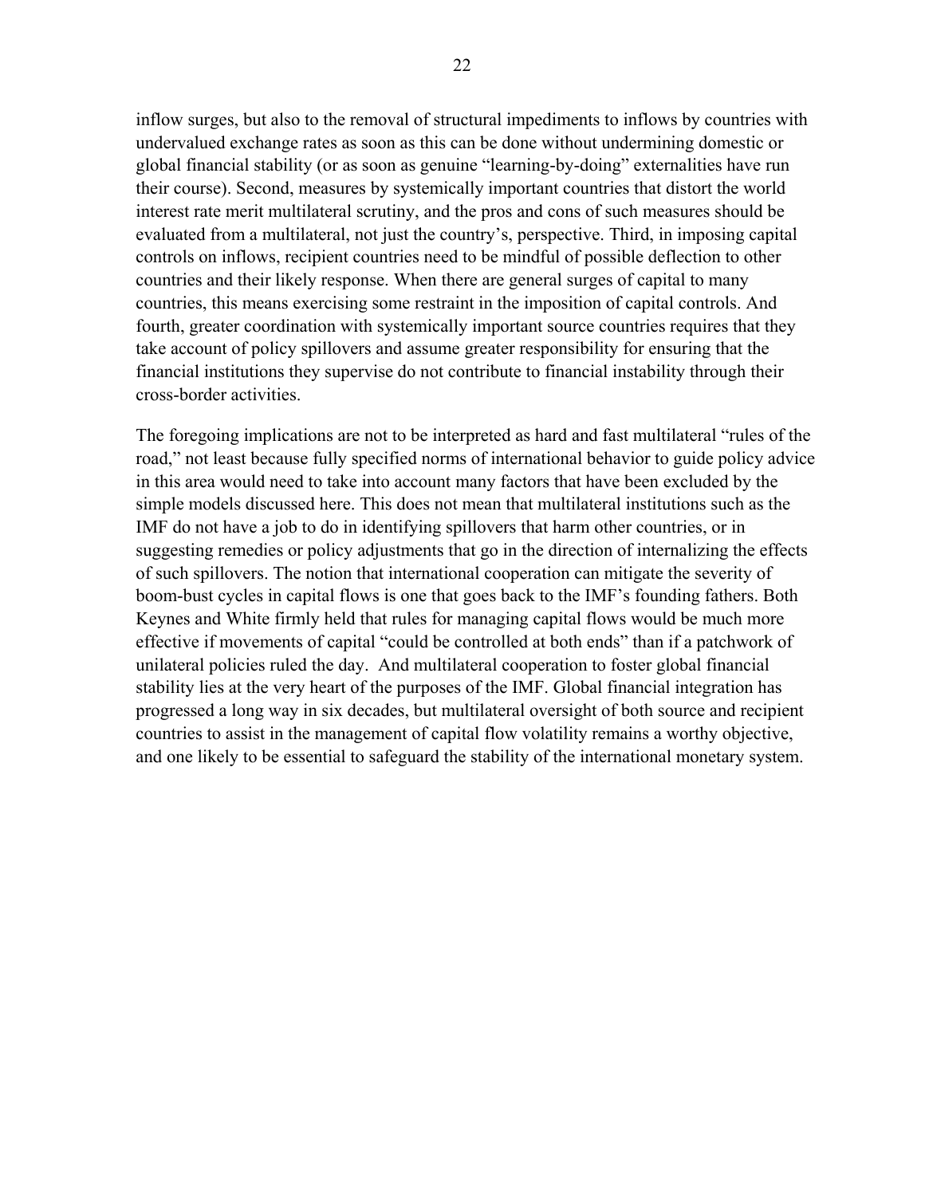inflow surges, but also to the removal of structural impediments to inflows by countries with undervalued exchange rates as soon as this can be done without undermining domestic or global financial stability (or as soon as genuine "learning-by-doing" externalities have run their course). Second, measures by systemically important countries that distort the world interest rate merit multilateral scrutiny, and the pros and cons of such measures should be evaluated from a multilateral, not just the country's, perspective. Third, in imposing capital controls on inflows, recipient countries need to be mindful of possible deflection to other countries and their likely response. When there are general surges of capital to many countries, this means exercising some restraint in the imposition of capital controls. And fourth, greater coordination with systemically important source countries requires that they take account of policy spillovers and assume greater responsibility for ensuring that the financial institutions they supervise do not contribute to financial instability through their cross-border activities.

The foregoing implications are not to be interpreted as hard and fast multilateral "rules of the road," not least because fully specified norms of international behavior to guide policy advice in this area would need to take into account many factors that have been excluded by the simple models discussed here. This does not mean that multilateral institutions such as the IMF do not have a job to do in identifying spillovers that harm other countries, or in suggesting remedies or policy adjustments that go in the direction of internalizing the effects of such spillovers. The notion that international cooperation can mitigate the severity of boom-bust cycles in capital flows is one that goes back to the IMF's founding fathers. Both Keynes and White firmly held that rules for managing capital flows would be much more effective if movements of capital "could be controlled at both ends" than if a patchwork of unilateral policies ruled the day. And multilateral cooperation to foster global financial stability lies at the very heart of the purposes of the IMF. Global financial integration has progressed a long way in six decades, but multilateral oversight of both source and recipient countries to assist in the management of capital flow volatility remains a worthy objective, and one likely to be essential to safeguard the stability of the international monetary system.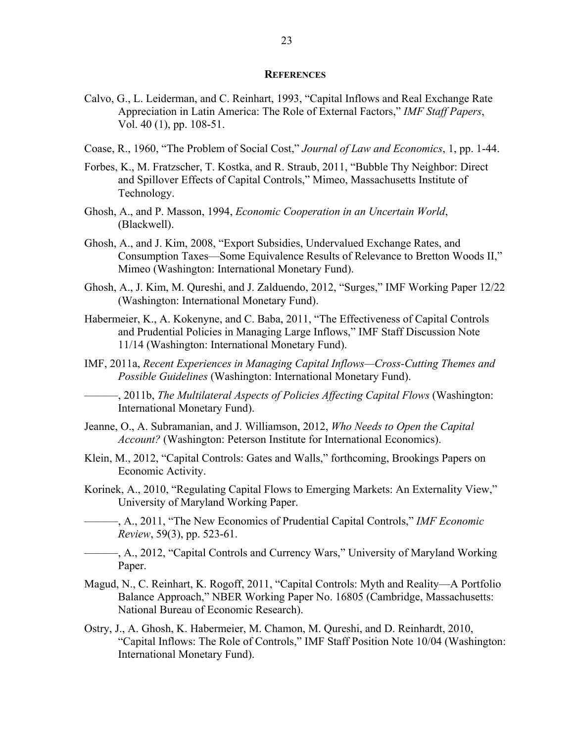## REFERENCES

Calvo, G., L. Leiderman, and C. Reinhart, 1993, "Capital Inflows and Real Exchange Rate Appreciation in Latin America: The Role of External Factors," *IMF Staff Papers*, Vol. 40 (1), pp. 108-51.

Coase, R., 1960, "The Problem of Social Cost," *Journal of Law and Economics*, 1, pp. 1-44.

Forbes, K., M. Fratzscher, T. Kostka, and R. Straub, 2011, "Bubble Thy Neighbor: Direct and Spillover Effects of Capital Controls," Mimeo, Massachusetts Institute of Technology.

Ghosh, A., and P. Masson, 1994, *Economic Cooperation in an Uncertain World*, (Blackwell).

Ghosh, A., and J. Kim, 2008, "Export Subsidies, Undervalued Exchange Rates, and Consumption Taxes—Some Equivalence Results of Relevance to Bretton Woods II," Mimeo (Washington: International Monetary Fund).

Ghosh, A., J. Kim, M. Qureshi, and J. Zalduendo, 2012, "Surges," IMF Working Paper 12/22 (Washington: International Monetary Fund).

Habermeier, K., A. Kokenyne, and C. Baba, 2011, "The Effectiveness of Capital Controls and Prudential Policies in Managing Large Inflows," IMF Staff Discussion Note 11/14 (Washington: International Monetary Fund).

IMF, 2011a, *Recent Experiences in Managing Capital Inflows—Cross-Cutting Themes and Possible Guidelines* (Washington: International Monetary Fund).

———, 2011b, *The Multilateral Aspects of Policies Affecting Capital Flows* (Washington: International Monetary Fund).

Jeanne, O., A. Subramanian, and J. Williamson, 2012, *Who Needs to Open the Capital Account?* (Washington: Peterson Institute for International Economics).

Klein, M., 2012, "Capital Controls: Gates and Walls," forthcoming, Brookings Papers on Economic Activity.

Korinek, A., 2010, "Regulating Capital Flows to Emerging Markets: An Externality View," University of Maryland Working Paper.

———, A., 2011, "The New Economics of Prudential Capital Controls," *IMF Economic Review*, 59(3), pp. 523-61.

———, A., 2012, "Capital Controls and Currency Wars," University of Maryland Working Paper.

Magud, N., C. Reinhart, K. Rogoff, 2011, "Capital Controls: Myth and Reality—A Portfolio Balance Approach," NBER Working Paper No. 16805 (Cambridge, Massachusetts: National Bureau of Economic Research).

Ostry, J., A. Ghosh, K. Habermeier, M. Chamon, M. Qureshi, and D. Reinhardt, 2010, "Capital Inflows: The Role of Controls," IMF Staff Position Note 10/04 (Washington: International Monetary Fund).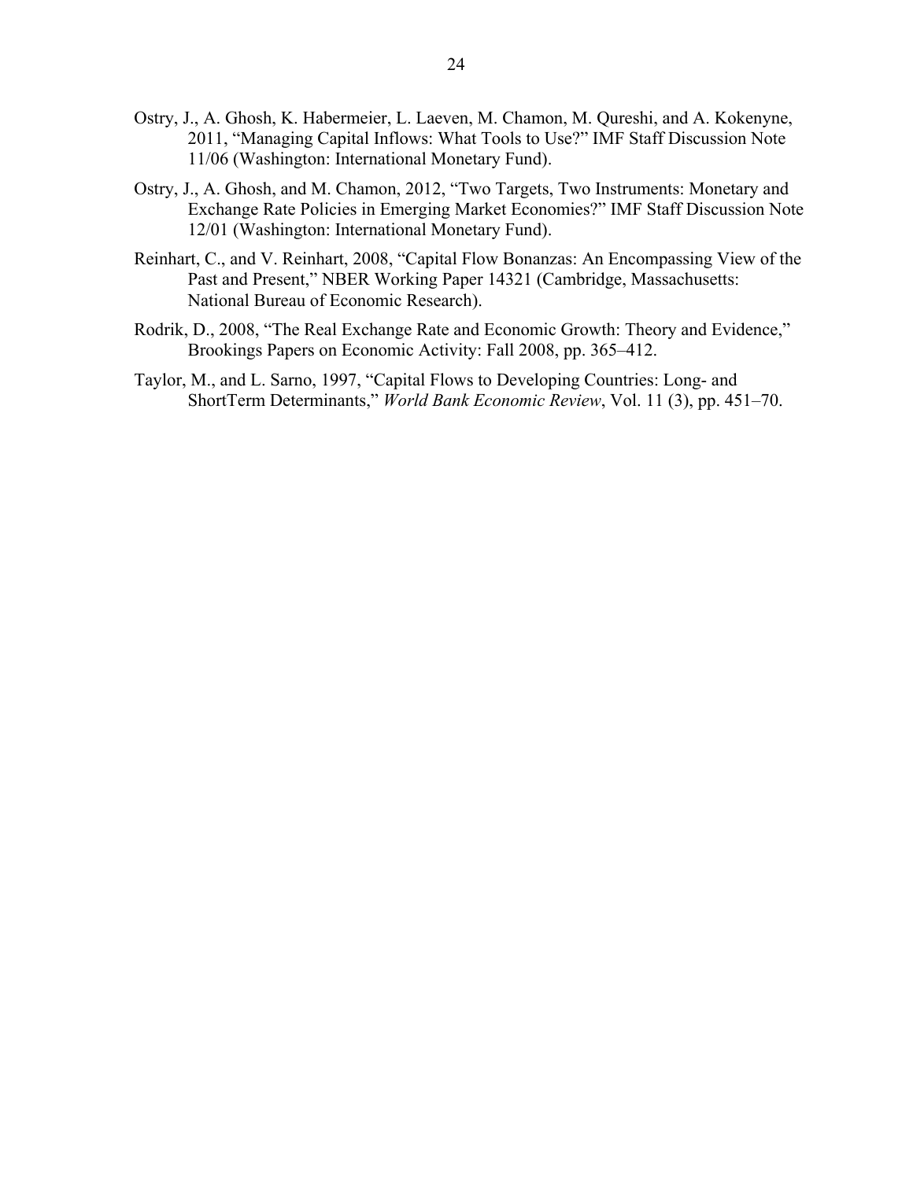Ostry, J., A. Ghosh, K. Habermeier, L. Laeven, M. Chamon, M. Qureshi, and A. Kokenyne, 2011, "Managing Capital Inflows: What Tools to Use?" IMF Staff Discussion Note 11/06 (Washington: International Monetary Fund).

Ostry, J., A. Ghosh, and M. Chamon, 2012, "Two Targets, Two Instruments: Monetary and Exchange Rate Policies in Emerging Market Economies?" IMF Staff Discussion Note 12/01 (Washington: International Monetary Fund).

Reinhart, C., and V. Reinhart, 2008, "Capital Flow Bonanzas: An Encompassing View of the Past and Present," NBER Working Paper 14321 (Cambridge, Massachusetts: National Bureau of Economic Research).

Rodrik, D., 2008, "The Real Exchange Rate and Economic Growth: Theory and Evidence," Brookings Papers on Economic Activity: Fall 2008, pp. 365–412.

Taylor, M., and L. Sarno, 1997, "Capital Flows to Developing Countries: Long- and ShortTerm Determinants," *World Bank Economic Review*, Vol. 11 (3), pp. 451–70.